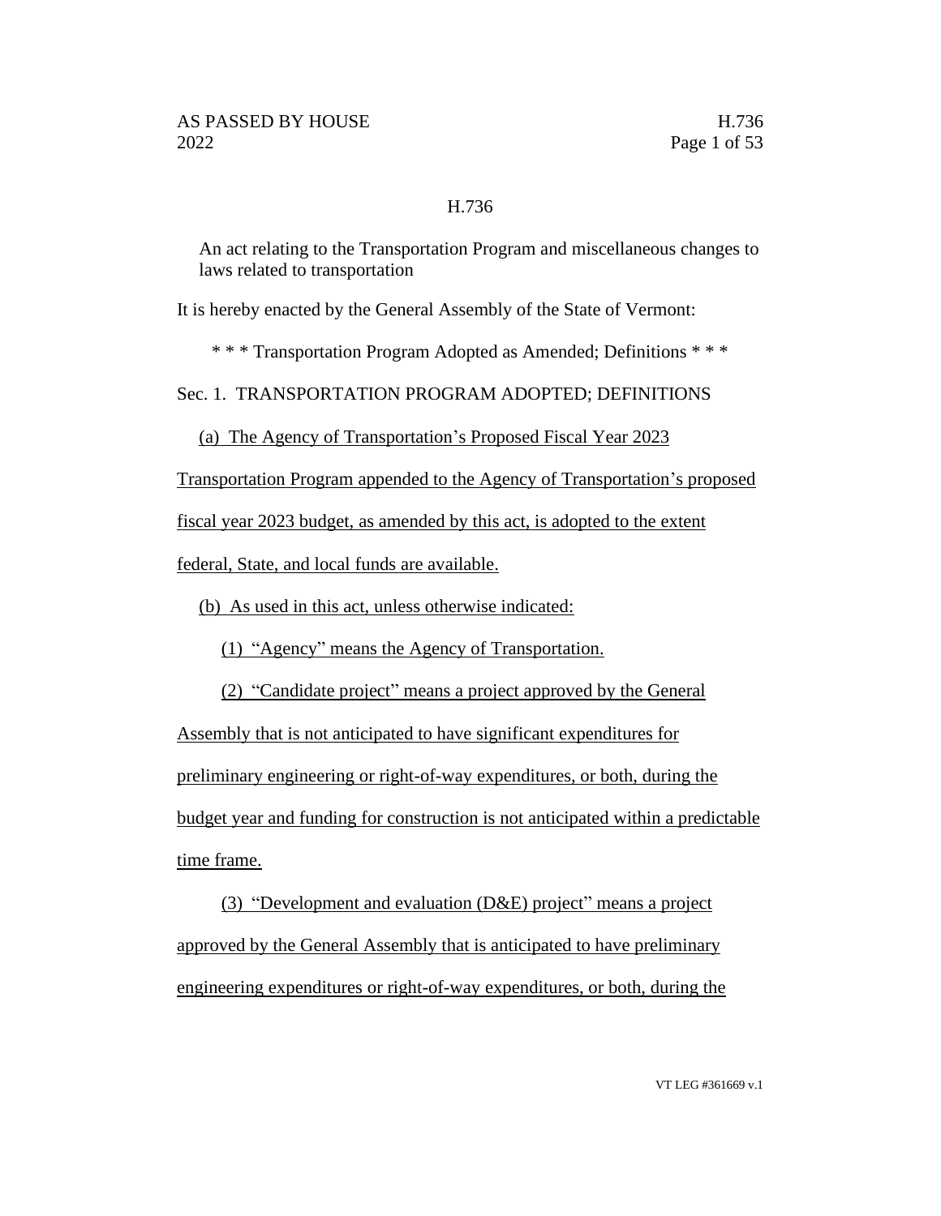# H.736

An act relating to the Transportation Program and miscellaneous changes to laws related to transportation

It is hereby enacted by the General Assembly of the State of Vermont:

\* \* \* Transportation Program Adopted as Amended; Definitions \* \* \*

Sec. 1. TRANSPORTATION PROGRAM ADOPTED; DEFINITIONS

<u>(a) The Agency of Transportation's Proposed Fiscal Year 2023 Transportation Program appended to the Agency of Transportation's proposed fiscal year 2023 budget, as amended by this act, is adopted to the extent federal, State, and local funds are available.</u>

<u>(b) As used in this act, unless otherwise indicated:</u>

<u>(1) "Agency" means the Agency of Transportation.</u>

<u>(2) "Candidate project" means a project approved by the General Assembly that is not anticipated to have significant expenditures for preliminary engineering or right-of-way expenditures, or both, during the budget year and funding for construction is not anticipated within a predictable time frame.</u>

<u>(3) "Development and evaluation (D&E) project" means a project approved by the General Assembly that is anticipated to have preliminary engineering expenditures or right-of-way expenditures, or both, during the</u>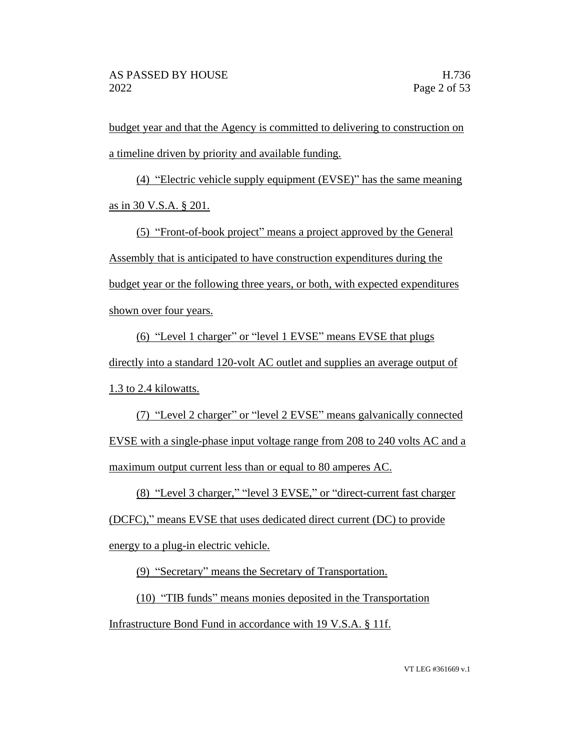budget year and that the Agency is committed to delivering to construction on a timeline driven by priority and available funding.

(4) "Electric vehicle supply equipment (EVSE)" has the same meaning as in 30 V.S.A. § 201.

(5) "Front-of-book project" means a project approved by the General Assembly that is anticipated to have construction expenditures during the budget year or the following three years, or both, with expected expenditures shown over four years.

(6) "Level 1 charger" or "level 1 EVSE" means EVSE that plugs directly into a standard 120-volt AC outlet and supplies an average output of 1.3 to 2.4 kilowatts.

(7) "Level 2 charger" or "level 2 EVSE" means galvanically connected EVSE with a single-phase input voltage range from 208 to 240 volts AC and a maximum output current less than or equal to 80 amperes AC.

(8) "Level 3 charger," "level 3 EVSE," or "direct-current fast charger (DCFC)," means EVSE that uses dedicated direct current (DC) to provide energy to a plug-in electric vehicle.

(9) "Secretary" means the Secretary of Transportation.

(10) "TIB funds" means monies deposited in the Transportation Infrastructure Bond Fund in accordance with 19 V.S.A. § 11f.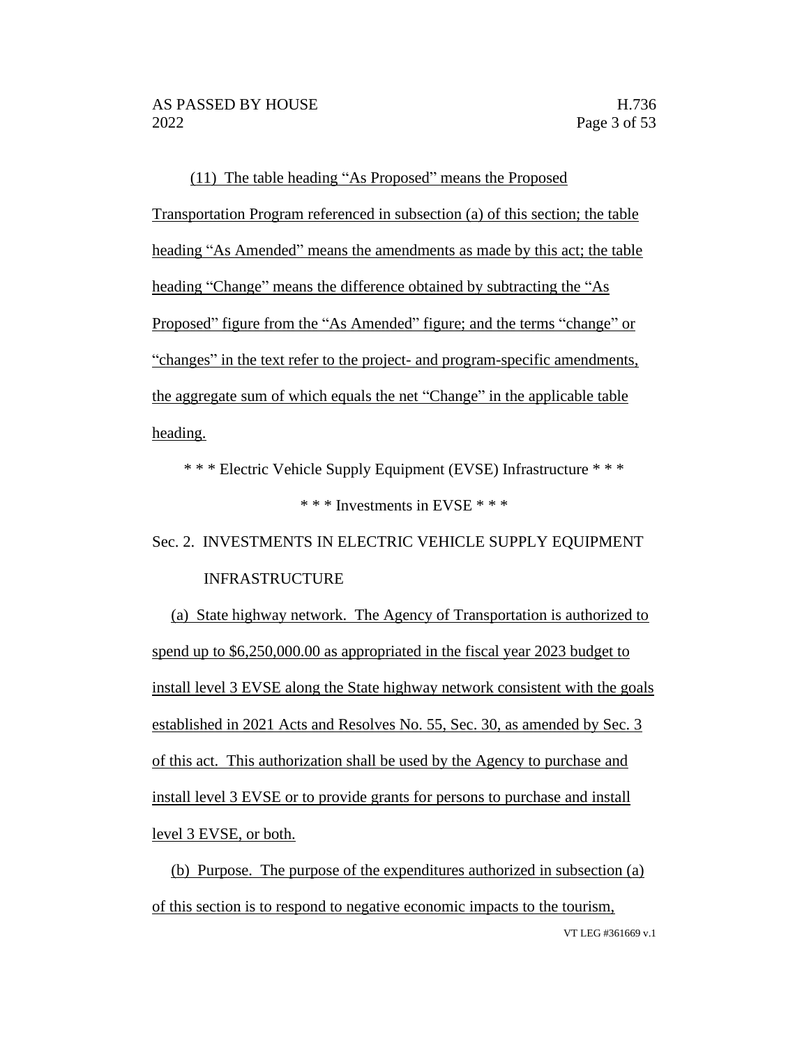(11) The table heading "As Proposed" means the Proposed Transportation Program referenced in subsection (a) of this section; the table heading "As Amended" means the amendments as made by this act; the table heading "Change" means the difference obtained by subtracting the "As Proposed" figure from the "As Amended" figure; and the terms "change" or "changes" in the text refer to the project- and program-specific amendments, the aggregate sum of which equals the net "Change" in the applicable table heading.

\* \* \* Electric Vehicle Supply Equipment (EVSE) Infrastructure \* \* \*

\* \* \* Investments in EVSE \* \* \*

Sec. 2. INVESTMENTS IN ELECTRIC VEHICLE SUPPLY EQUIPMENT INFRASTRUCTURE

(a) State highway network. The Agency of Transportation is authorized to spend up to $6,250,000.00 as appropriated in the fiscal year 2023 budget to install level 3 EVSE along the State highway network consistent with the goals established in 2021 Acts and Resolves No. 55, Sec. 30, as amended by Sec. 3 of this act. This authorization shall be used by the Agency to purchase and install level 3 EVSE or to provide grants for persons to purchase and install level 3 EVSE, or both.

(b) Purpose. The purpose of the expenditures authorized in subsection (a) of this section is to respond to negative economic impacts to the tourism,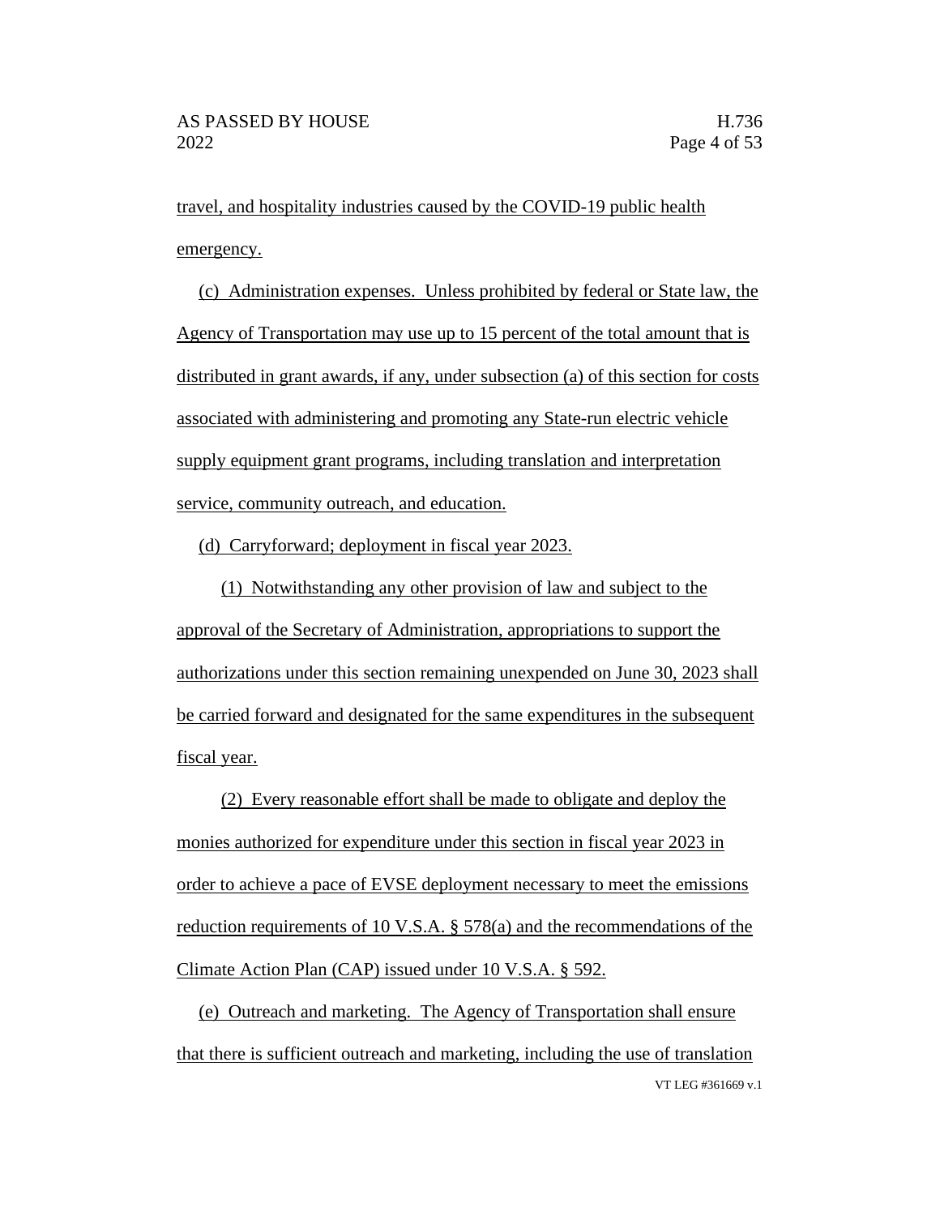travel, and hospitality industries caused by the COVID-19 public health emergency.

(c) Administration expenses. Unless prohibited by federal or State law, the Agency of Transportation may use up to 15 percent of the total amount that is distributed in grant awards, if any, under subsection (a) of this section for costs associated with administering and promoting any State-run electric vehicle supply equipment grant programs, including translation and interpretation service, community outreach, and education.

(d) Carryforward; deployment in fiscal year 2023.

(1) Notwithstanding any other provision of law and subject to the approval of the Secretary of Administration, appropriations to support the authorizations under this section remaining unexpended on June 30, 2023 shall be carried forward and designated for the same expenditures in the subsequent fiscal year.

(2) Every reasonable effort shall be made to obligate and deploy the monies authorized for expenditure under this section in fiscal year 2023 in order to achieve a pace of EVSE deployment necessary to meet the emissions reduction requirements of 10 V.S.A. § 578(a) and the recommendations of the Climate Action Plan (CAP) issued under 10 V.S.A. § 592.

(e) Outreach and marketing. The Agency of Transportation shall ensure that there is sufficient outreach and marketing, including the use of translation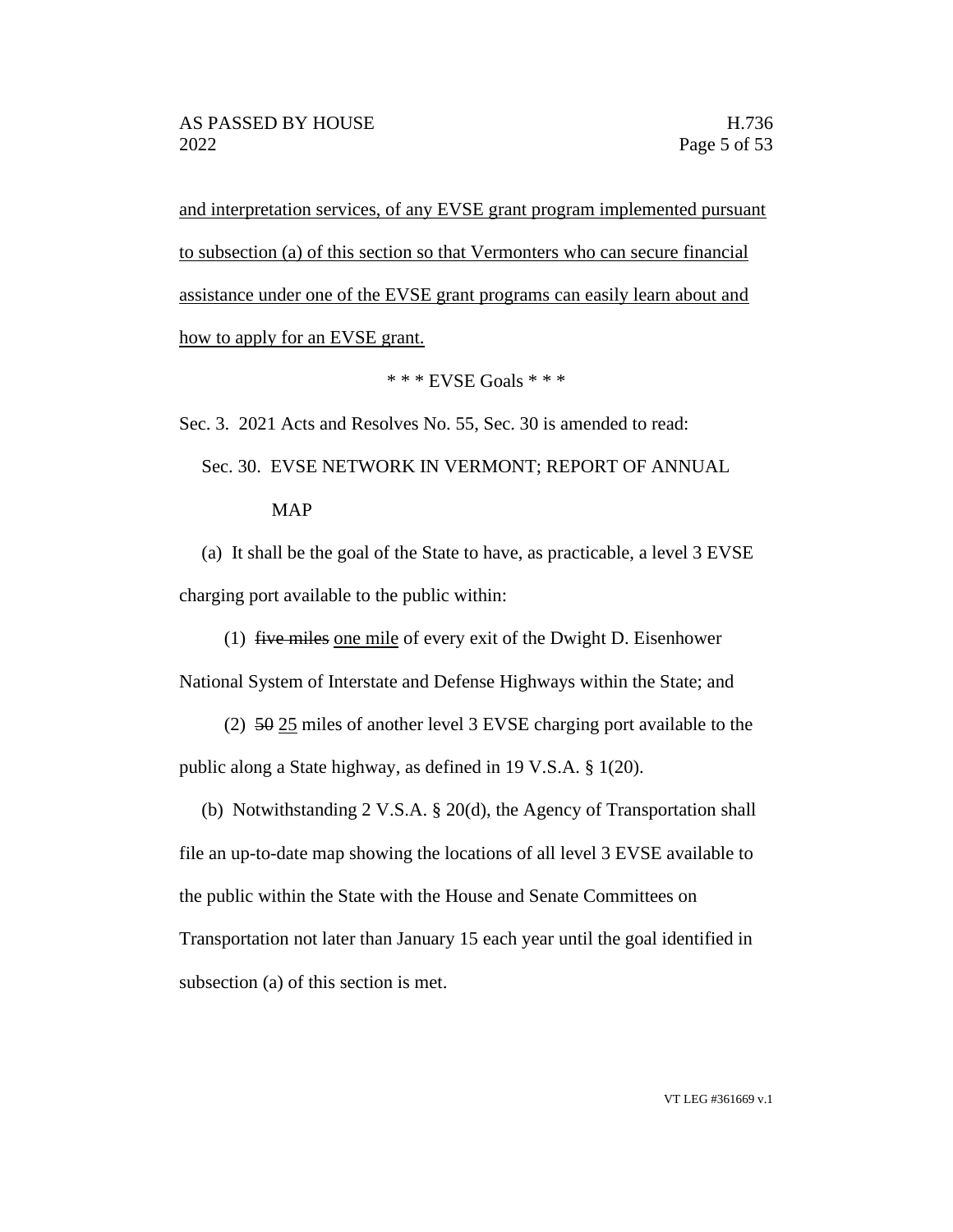<u>and interpretation services, of any EVSE grant program implemented pursuant to subsection (a) of this section so that Vermonters who can secure financial assistance under one of the EVSE grant programs can easily learn about and how to apply for an EVSE grant.</u>

\* \* \* EVSE Goals \* \* \*

Sec. 3. 2021 Acts and Resolves No. 55, Sec. 30 is amended to read:

Sec. 30. EVSE NETWORK IN VERMONT; REPORT OF ANNUAL MAP

(a) It shall be the goal of the State to have, as practicable, a level 3 EVSE charging port available to the public within:

(1) ~~five miles~~ <u>one mile</u> of every exit of the Dwight D. Eisenhower National System of Interstate and Defense Highways within the State; and

(2) ~~50~~ <u>25</u> miles of another level 3 EVSE charging port available to the public along a State highway, as defined in 19 V.S.A. § 1(20).

(b) Notwithstanding 2 V.S.A. § 20(d), the Agency of Transportation shall file an up-to-date map showing the locations of all level 3 EVSE available to the public within the State with the House and Senate Committees on Transportation not later than January 15 each year until the goal identified in subsection (a) of this section is met.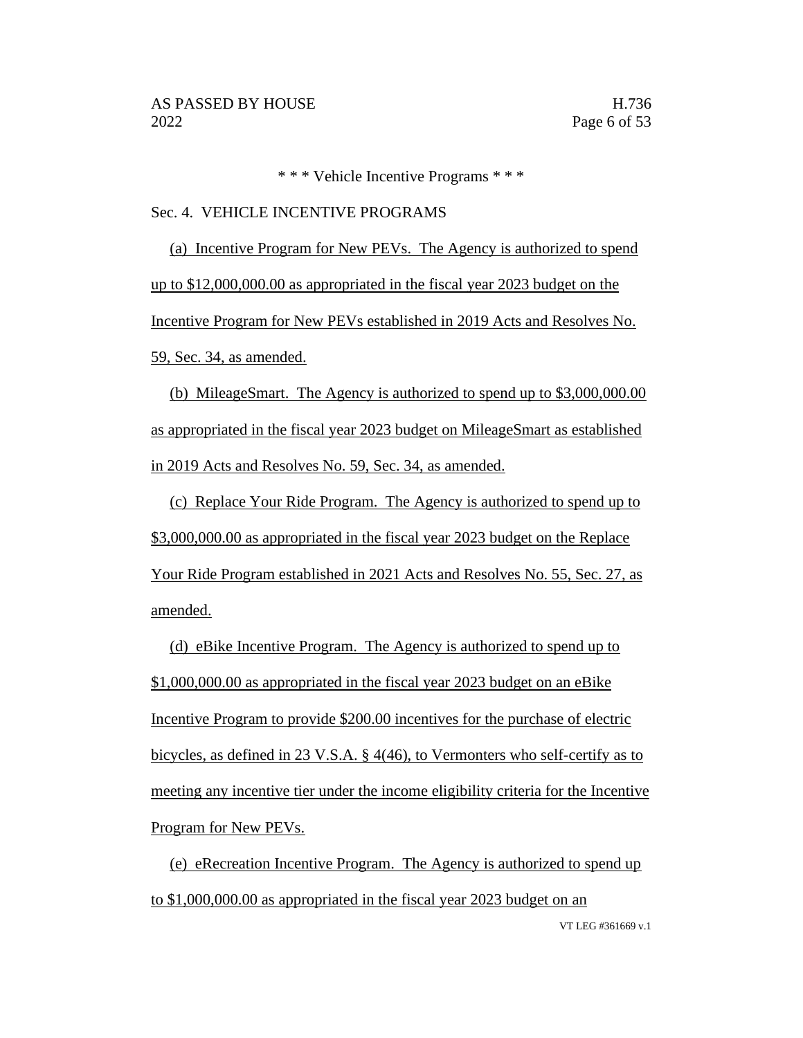\* \* \* Vehicle Incentive Programs \* \* \*

Sec. 4. VEHICLE INCENTIVE PROGRAMS

(a) Incentive Program for New PEVs. The Agency is authorized to spend up to $12,000,000.00 as appropriated in the fiscal year 2023 budget on the Incentive Program for New PEVs established in 2019 Acts and Resolves No. 59, Sec. 34, as amended.

(b) MileageSmart. The Agency is authorized to spend up to $3,000,000.00 as appropriated in the fiscal year 2023 budget on MileageSmart as established in 2019 Acts and Resolves No. 59, Sec. 34, as amended.

(c) Replace Your Ride Program. The Agency is authorized to spend up to $3,000,000.00 as appropriated in the fiscal year 2023 budget on the Replace Your Ride Program established in 2021 Acts and Resolves No. 55, Sec. 27, as amended.

(d) eBike Incentive Program. The Agency is authorized to spend up to $1,000,000.00 as appropriated in the fiscal year 2023 budget on an eBike Incentive Program to provide $200.00 incentives for the purchase of electric bicycles, as defined in 23 V.S.A. § 4(46), to Vermonters who self-certify as to meeting any incentive tier under the income eligibility criteria for the Incentive Program for New PEVs.

(e) eRecreation Incentive Program. The Agency is authorized to spend up to $1,000,000.00 as appropriated in the fiscal year 2023 budget on an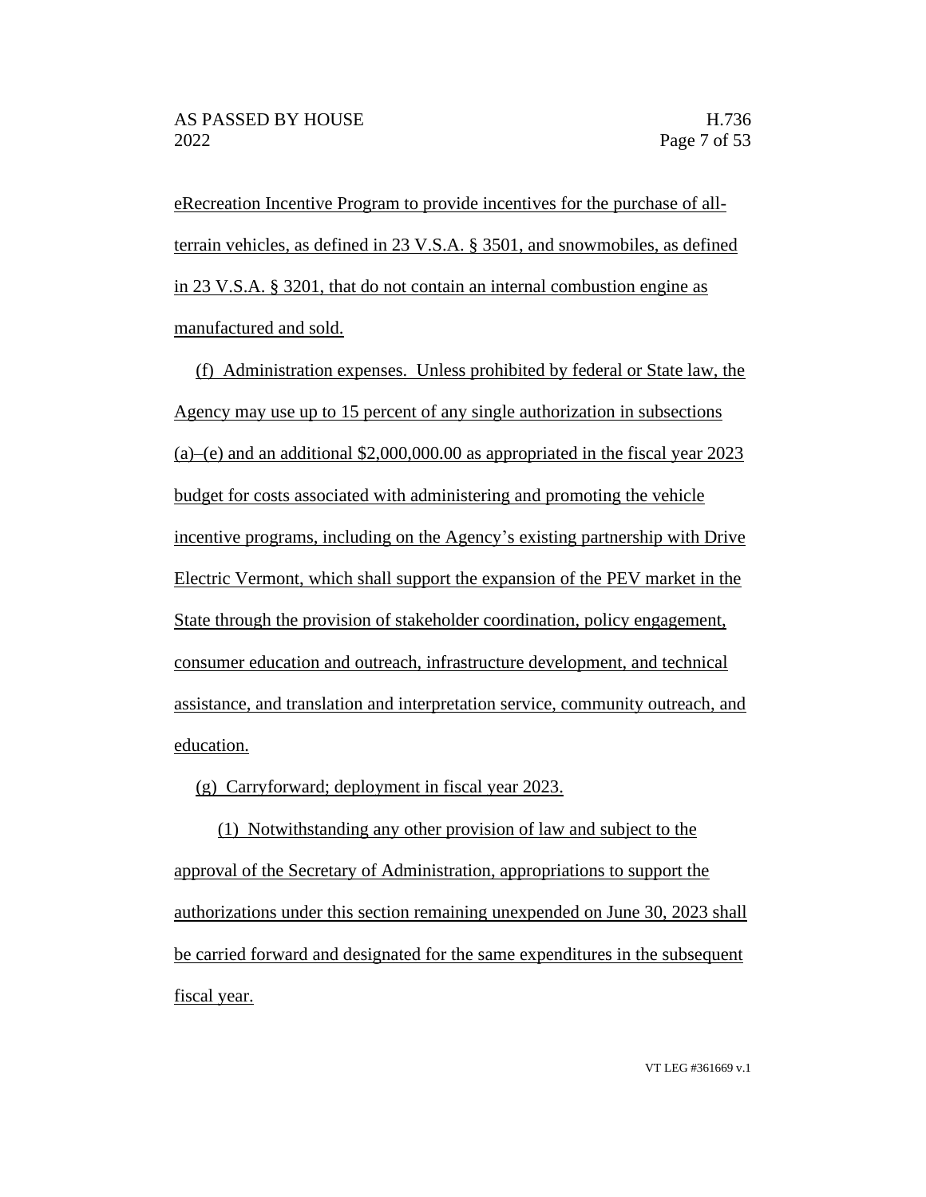eRecreation Incentive Program to provide incentives for the purchase of all-terrain vehicles, as defined in 23 V.S.A. § 3501, and snowmobiles, as defined in 23 V.S.A. § 3201, that do not contain an internal combustion engine as manufactured and sold.

(f) Administration expenses. Unless prohibited by federal or State law, the Agency may use up to 15 percent of any single authorization in subsections (a)–(e) and an additional $2,000,000.00 as appropriated in the fiscal year 2023 budget for costs associated with administering and promoting the vehicle incentive programs, including on the Agency's existing partnership with Drive Electric Vermont, which shall support the expansion of the PEV market in the State through the provision of stakeholder coordination, policy engagement, consumer education and outreach, infrastructure development, and technical assistance, and translation and interpretation service, community outreach, and education.

(g) Carryforward; deployment in fiscal year 2023.

(1) Notwithstanding any other provision of law and subject to the approval of the Secretary of Administration, appropriations to support the authorizations under this section remaining unexpended on June 30, 2023 shall be carried forward and designated for the same expenditures in the subsequent fiscal year.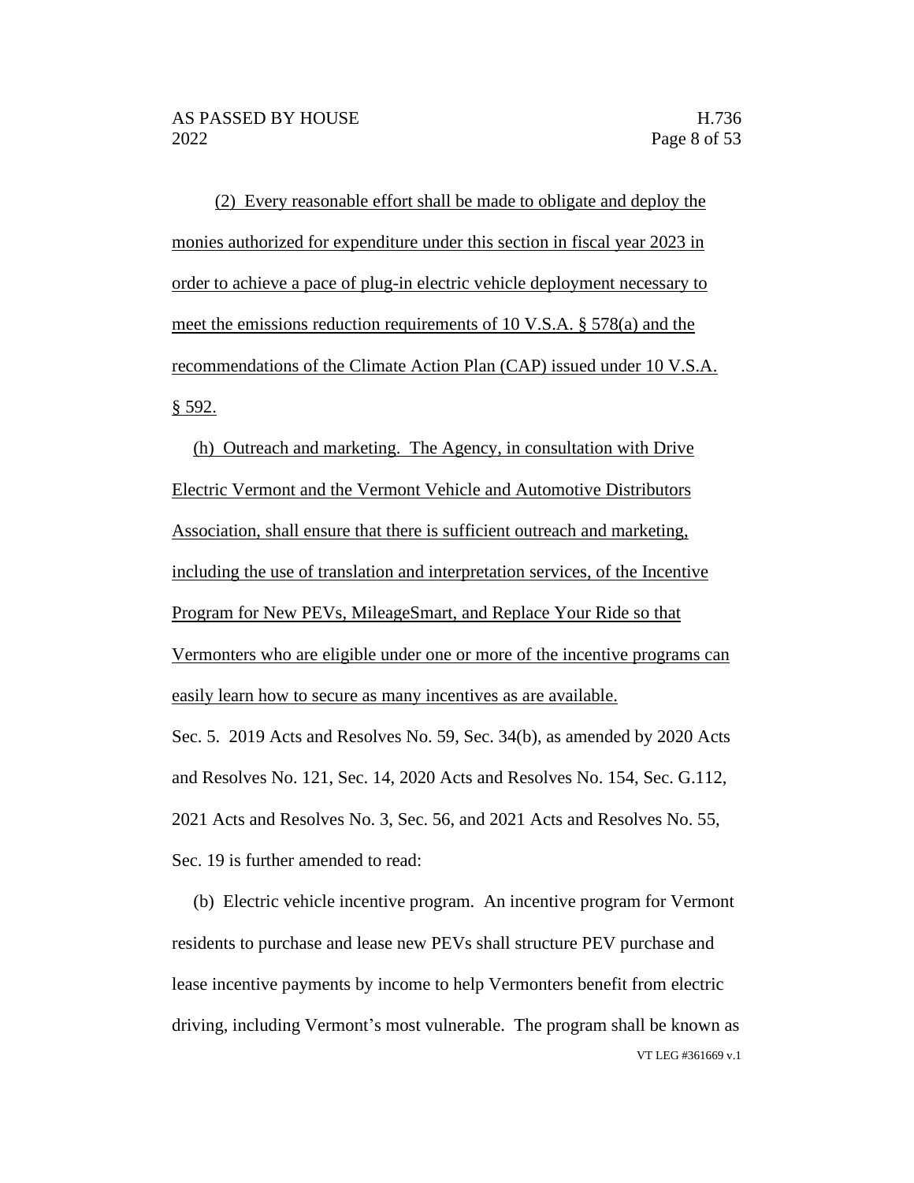(2) Every reasonable effort shall be made to obligate and deploy the monies authorized for expenditure under this section in fiscal year 2023 in order to achieve a pace of plug-in electric vehicle deployment necessary to meet the emissions reduction requirements of 10 V.S.A. § 578(a) and the recommendations of the Climate Action Plan (CAP) issued under 10 V.S.A. § 592.

(h) Outreach and marketing. The Agency, in consultation with Drive Electric Vermont and the Vermont Vehicle and Automotive Distributors Association, shall ensure that there is sufficient outreach and marketing, including the use of translation and interpretation services, of the Incentive Program for New PEVs, MileageSmart, and Replace Your Ride so that Vermonters who are eligible under one or more of the incentive programs can easily learn how to secure as many incentives as are available.

Sec. 5. 2019 Acts and Resolves No. 59, Sec. 34(b), as amended by 2020 Acts and Resolves No. 121, Sec. 14, 2020 Acts and Resolves No. 154, Sec. G.112, 2021 Acts and Resolves No. 3, Sec. 56, and 2021 Acts and Resolves No. 55, Sec. 19 is further amended to read:

(b) Electric vehicle incentive program. An incentive program for Vermont residents to purchase and lease new PEVs shall structure PEV purchase and lease incentive payments by income to help Vermonters benefit from electric driving, including Vermont's most vulnerable. The program shall be known as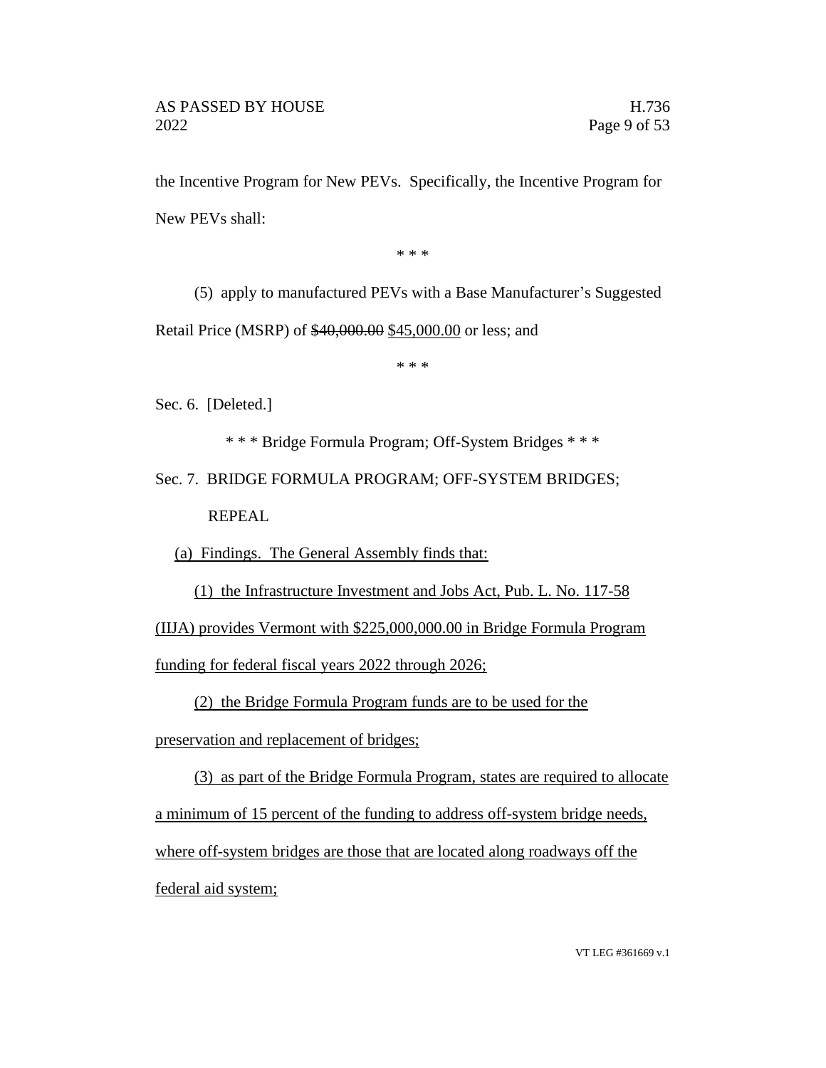the Incentive Program for New PEVs. Specifically, the Incentive Program for New PEVs shall:

\* \* \*

(5) apply to manufactured PEVs with a Base Manufacturer's Suggested Retail Price (MSRP) of ~~$40,000.00~~ <u>$45,000.00</u> or less; and

\* \* \*

Sec. 6. [Deleted.]

\* \* \* Bridge Formula Program; Off-System Bridges \* \* \*

Sec. 7. BRIDGE FORMULA PROGRAM; OFF-SYSTEM BRIDGES; REPEAL

<u>(a) Findings. The General Assembly finds that:</u>

<u>(1) the Infrastructure Investment and Jobs Act, Pub. L. No. 117-58 (IIJA) provides Vermont with $225,000,000.00 in Bridge Formula Program funding for federal fiscal years 2022 through 2026;</u>

<u>(2) the Bridge Formula Program funds are to be used for the preservation and replacement of bridges;</u>

<u>(3) as part of the Bridge Formula Program, states are required to allocate a minimum of 15 percent of the funding to address off-system bridge needs, where off-system bridges are those that are located along roadways off the federal aid system;</u>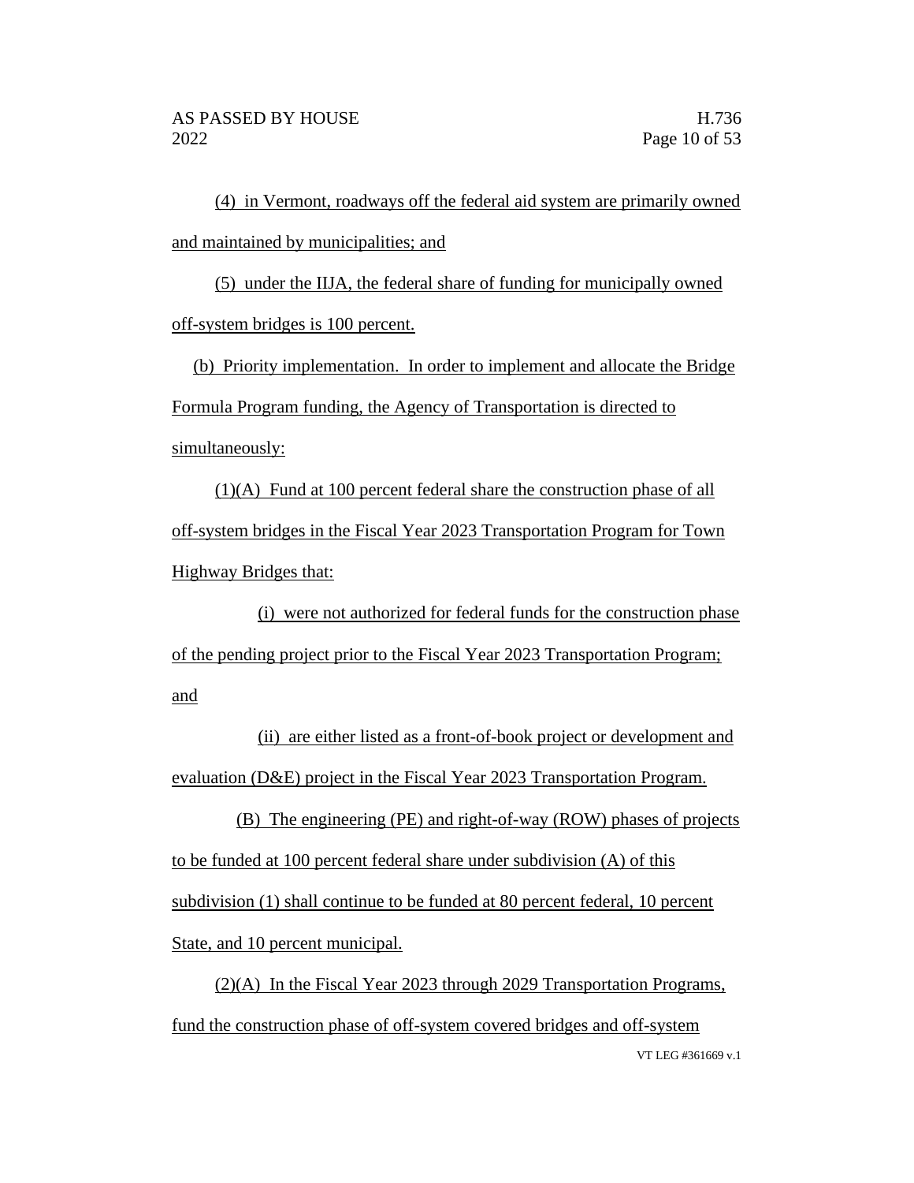(4) in Vermont, roadways off the federal aid system are primarily owned and maintained by municipalities; and

(5) under the IIJA, the federal share of funding for municipally owned off-system bridges is 100 percent.

(b) Priority implementation. In order to implement and allocate the Bridge Formula Program funding, the Agency of Transportation is directed to simultaneously:

(1)(A) Fund at 100 percent federal share the construction phase of all off-system bridges in the Fiscal Year 2023 Transportation Program for Town Highway Bridges that:

(i) were not authorized for federal funds for the construction phase of the pending project prior to the Fiscal Year 2023 Transportation Program; and

(ii) are either listed as a front-of-book project or development and evaluation (D&E) project in the Fiscal Year 2023 Transportation Program.

(B) The engineering (PE) and right-of-way (ROW) phases of projects to be funded at 100 percent federal share under subdivision (A) of this subdivision (1) shall continue to be funded at 80 percent federal, 10 percent State, and 10 percent municipal.

(2)(A) In the Fiscal Year 2023 through 2029 Transportation Programs, fund the construction phase of off-system covered bridges and off-system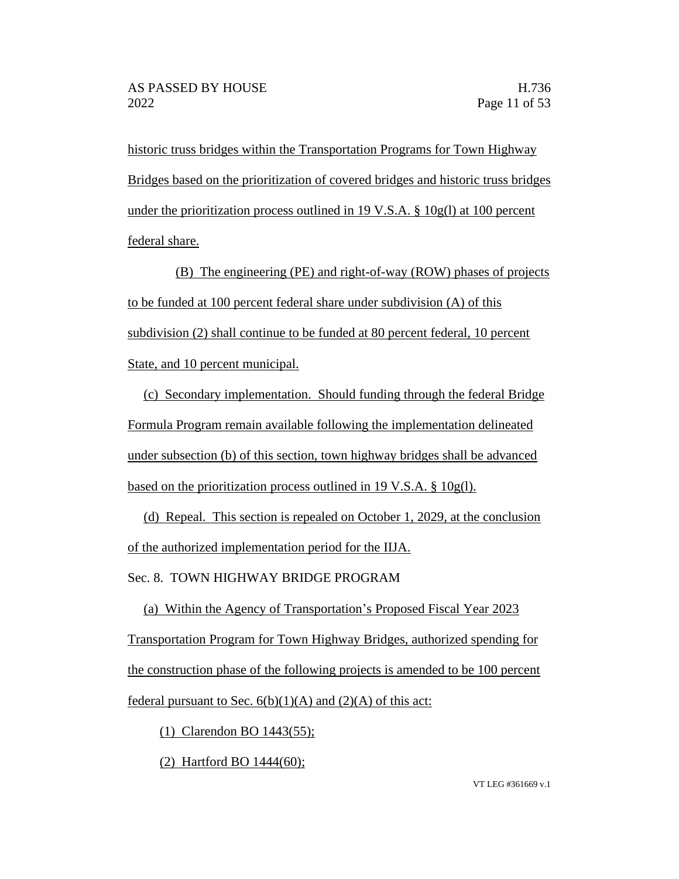historic truss bridges within the Transportation Programs for Town Highway Bridges based on the prioritization of covered bridges and historic truss bridges under the prioritization process outlined in 19 V.S.A. § 10g(l) at 100 percent federal share.

(B) The engineering (PE) and right-of-way (ROW) phases of projects to be funded at 100 percent federal share under subdivision (A) of this subdivision (2) shall continue to be funded at 80 percent federal, 10 percent State, and 10 percent municipal.

(c) Secondary implementation. Should funding through the federal Bridge Formula Program remain available following the implementation delineated under subsection (b) of this section, town highway bridges shall be advanced based on the prioritization process outlined in 19 V.S.A. § 10g(l).

(d) Repeal. This section is repealed on October 1, 2029, at the conclusion of the authorized implementation period for the IIJA.

Sec. 8. TOWN HIGHWAY BRIDGE PROGRAM

(a) Within the Agency of Transportation's Proposed Fiscal Year 2023 Transportation Program for Town Highway Bridges, authorized spending for the construction phase of the following projects is amended to be 100 percent federal pursuant to Sec. 6(b)(1)(A) and (2)(A) of this act:

(1) Clarendon BO 1443(55);

(2) Hartford BO 1444(60);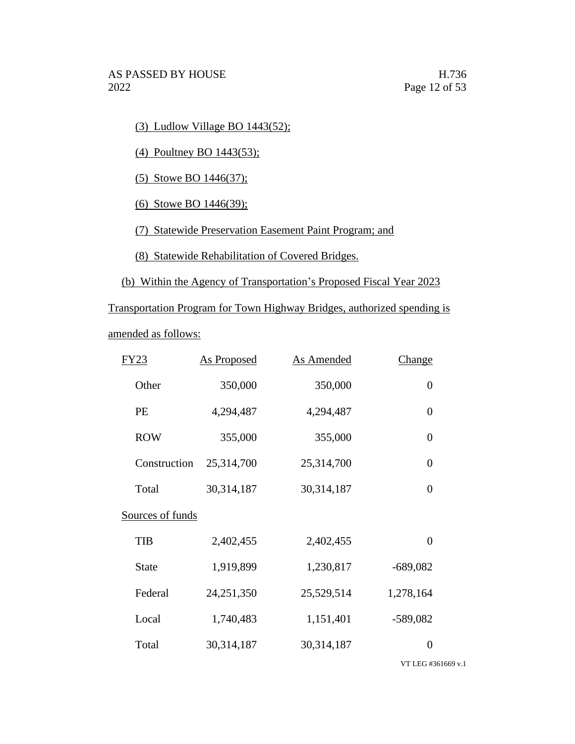(3) Ludlow Village BO 1443(52);

(4) Poultney BO 1443(53);

(5) Stowe BO 1446(37);

(6) Stowe BO 1446(39);

(7) Statewide Preservation Easement Paint Program; and

(8) Statewide Rehabilitation of Covered Bridges.

(b) Within the Agency of Transportation's Proposed Fiscal Year 2023 Transportation Program for Town Highway Bridges, authorized spending is amended as follows:

| FY23 | As Proposed | As Amended | Change |
|---|---|---|---|
| Other | 350,000 | 350,000 | 0 |
| PE | 4,294,487 | 4,294,487 | 0 |
| ROW | 355,000 | 355,000 | 0 |
| Construction | 25,314,700 | 25,314,700 | 0 |
| Total | 30,314,187 | 30,314,187 | 0 |
| Sources of funds | | | |
| TIB | 2,402,455 | 2,402,455 | 0 |
| State | 1,919,899 | 1,230,817 | -689,082 |
| Federal | 24,251,350 | 25,529,514 | 1,278,164 |
| Local | 1,740,483 | 1,151,401 | -589,082 |
| Total | 30,314,187 | 30,314,187 | 0 |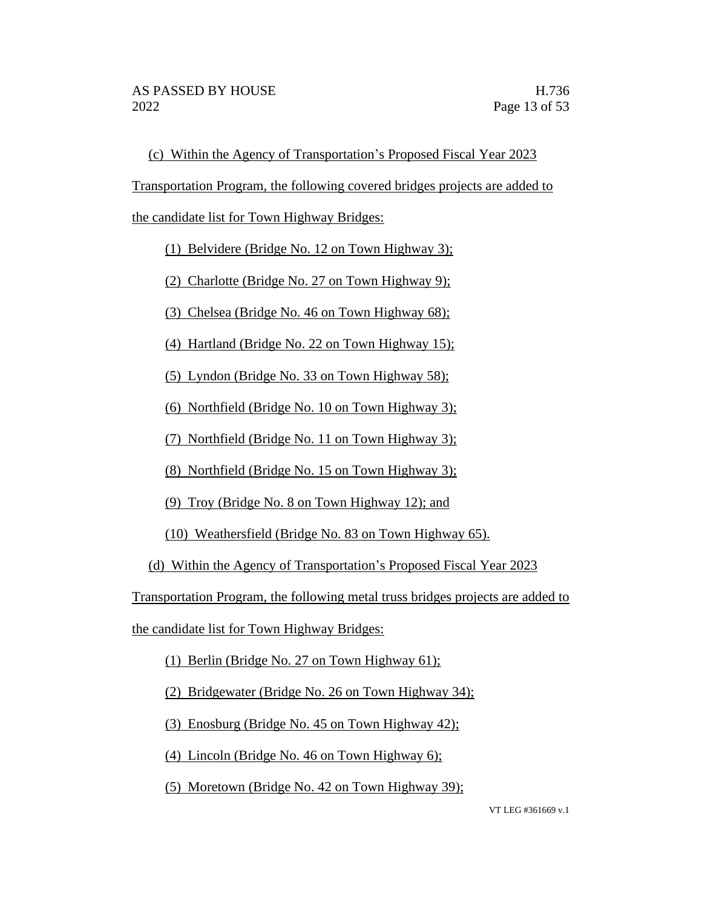(c) Within the Agency of Transportation's Proposed Fiscal Year 2023 Transportation Program, the following covered bridges projects are added to the candidate list for Town Highway Bridges:

(1) Belvidere (Bridge No. 12 on Town Highway 3);

(2) Charlotte (Bridge No. 27 on Town Highway 9);

(3) Chelsea (Bridge No. 46 on Town Highway 68);

(4) Hartland (Bridge No. 22 on Town Highway 15);

(5) Lyndon (Bridge No. 33 on Town Highway 58);

(6) Northfield (Bridge No. 10 on Town Highway 3);

(7) Northfield (Bridge No. 11 on Town Highway 3);

(8) Northfield (Bridge No. 15 on Town Highway 3);

(9) Troy (Bridge No. 8 on Town Highway 12); and

(10) Weathersfield (Bridge No. 83 on Town Highway 65).

(d) Within the Agency of Transportation's Proposed Fiscal Year 2023 Transportation Program, the following metal truss bridges projects are added to the candidate list for Town Highway Bridges:

(1) Berlin (Bridge No. 27 on Town Highway 61);

(2) Bridgewater (Bridge No. 26 on Town Highway 34);

(3) Enosburg (Bridge No. 45 on Town Highway 42);

(4) Lincoln (Bridge No. 46 on Town Highway 6);

(5) Moretown (Bridge No. 42 on Town Highway 39);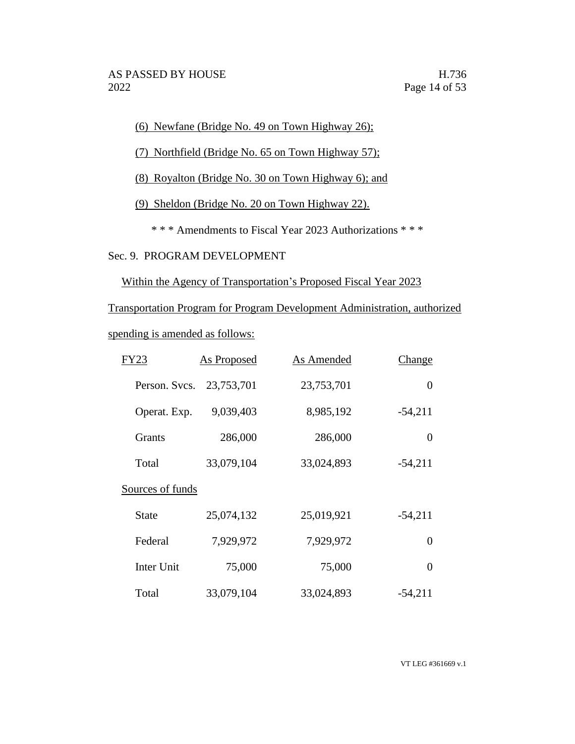(6) Newfane (Bridge No. 49 on Town Highway 26);

(7) Northfield (Bridge No. 65 on Town Highway 57);

(8) Royalton (Bridge No. 30 on Town Highway 6); and

(9) Sheldon (Bridge No. 20 on Town Highway 22).

\* \* \* Amendments to Fiscal Year 2023 Authorizations \* \* \*

Sec. 9. PROGRAM DEVELOPMENT

Within the Agency of Transportation's Proposed Fiscal Year 2023 Transportation Program for Program Development Administration, authorized spending is amended as follows:

| FY23 | As Proposed | As Amended | Change |
|---|---|---|---|
| Person. Svcs. | 23,753,701 | 23,753,701 | 0 |
| Operat. Exp. | 9,039,403 | 8,985,192 | -54,211 |
| Grants | 286,000 | 286,000 | 0 |
| Total | 33,079,104 | 33,024,893 | -54,211 |
| Sources of funds | | | |
| State | 25,074,132 | 25,019,921 | -54,211 |
| Federal | 7,929,972 | 7,929,972 | 0 |
| Inter Unit | 75,000 | 75,000 | 0 |
| Total | 33,079,104 | 33,024,893 | -54,211 |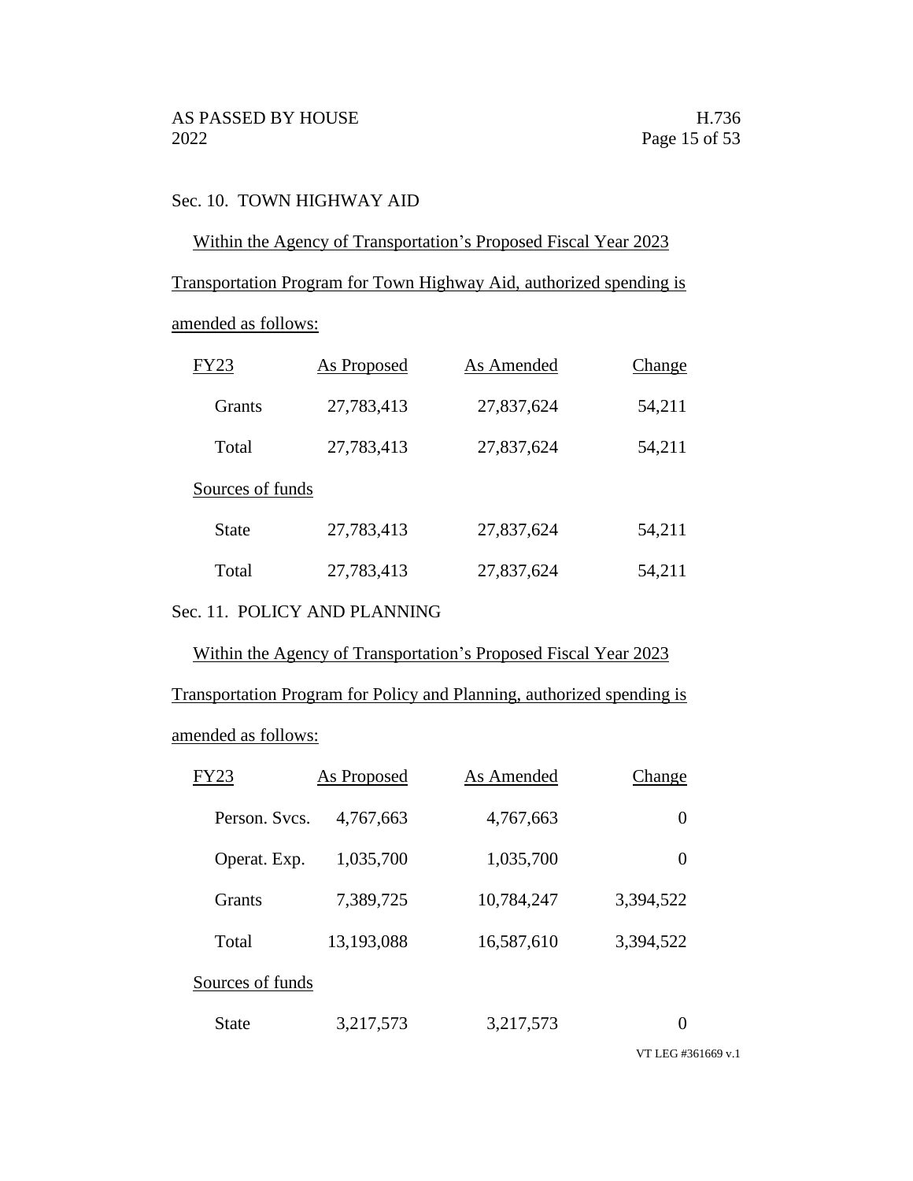Sec. 10. TOWN HIGHWAY AID

Within the Agency of Transportation's Proposed Fiscal Year 2023 Transportation Program for Town Highway Aid, authorized spending is amended as follows:

| FY23 | As Proposed | As Amended | Change |
|---|---|---|---|
| Grants | 27,783,413 | 27,837,624 | 54,211 |
| Total | 27,783,413 | 27,837,624 | 54,211 |
| Sources of funds | | | |
| State | 27,783,413 | 27,837,624 | 54,211 |
| Total | 27,783,413 | 27,837,624 | 54,211 |

Sec. 11. POLICY AND PLANNING

Within the Agency of Transportation's Proposed Fiscal Year 2023 Transportation Program for Policy and Planning, authorized spending is amended as follows:

| FY23 | As Proposed | As Amended | Change |
|---|---|---|---|
| Person. Svcs. | 4,767,663 | 4,767,663 | 0 |
| Operat. Exp. | 1,035,700 | 1,035,700 | 0 |
| Grants | 7,389,725 | 10,784,247 | 3,394,522 |
| Total | 13,193,088 | 16,587,610 | 3,394,522 |
| Sources of funds | | | |
| State | 3,217,573 | 3,217,573 | 0 |

VT LEG #361669 v.1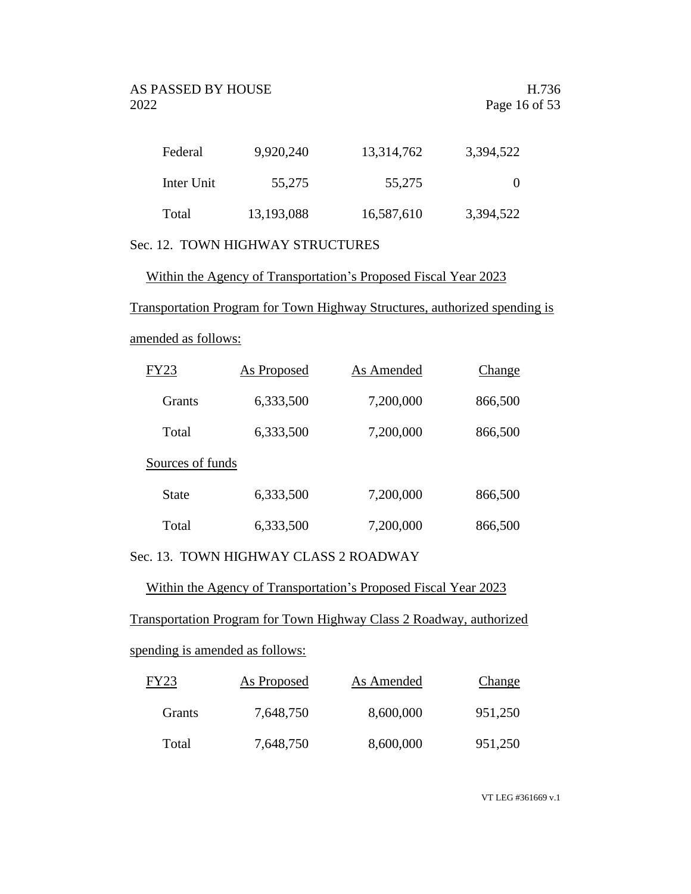| | | | |
|---|---|---|---|
| Federal | 9,920,240 | 13,314,762 | 3,394,522 |
| Inter Unit | 55,275 | 55,275 | 0 |
| Total | 13,193,088 | 16,587,610 | 3,394,522 |

Sec. 12. TOWN HIGHWAY STRUCTURES

Within the Agency of Transportation's Proposed Fiscal Year 2023 Transportation Program for Town Highway Structures, authorized spending is amended as follows:

| FY23 | As Proposed | As Amended | Change |
|---|---|---|---|
| Grants | 6,333,500 | 7,200,000 | 866,500 |
| Total | 6,333,500 | 7,200,000 | 866,500 |
| Sources of funds | | | |
| State | 6,333,500 | 7,200,000 | 866,500 |
| Total | 6,333,500 | 7,200,000 | 866,500 |

Sec. 13. TOWN HIGHWAY CLASS 2 ROADWAY

Within the Agency of Transportation's Proposed Fiscal Year 2023 Transportation Program for Town Highway Class 2 Roadway, authorized spending is amended as follows:

| FY23 | As Proposed | As Amended | Change |
|---|---|---|---|
| Grants | 7,648,750 | 8,600,000 | 951,250 |
| Total | 7,648,750 | 8,600,000 | 951,250 |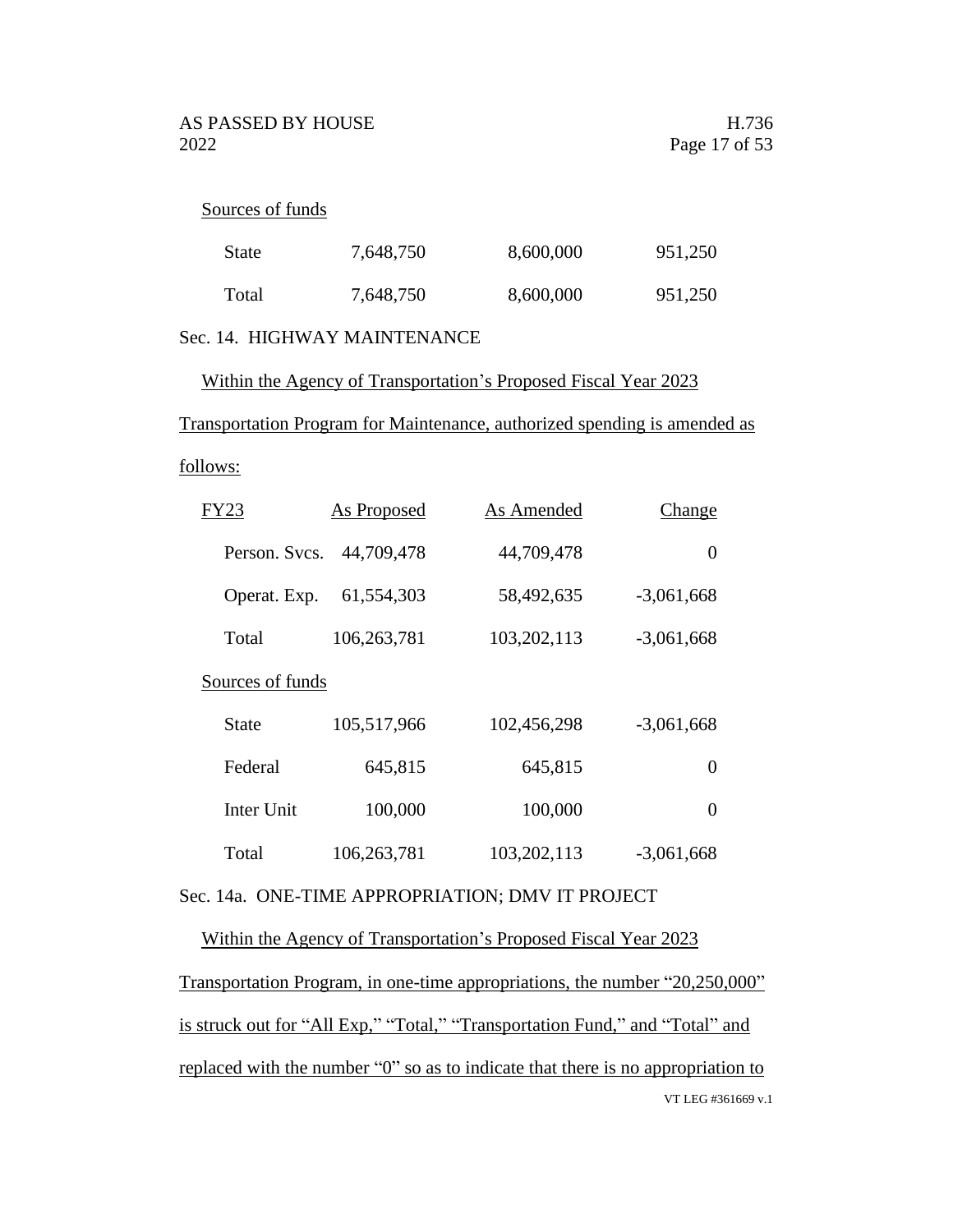Sources of funds

| | | | |
|---|---|---|---|
| State | 7,648,750 | 8,600,000 | 951,250 |
| Total | 7,648,750 | 8,600,000 | 951,250 |

Sec. 14. HIGHWAY MAINTENANCE

Within the Agency of Transportation's Proposed Fiscal Year 2023 Transportation Program for Maintenance, authorized spending is amended as follows:

| FY23 | As Proposed | As Amended | Change |
|---|---|---|---|
| Person. Svcs. | 44,709,478 | 44,709,478 | 0 |
| Operat. Exp. | 61,554,303 | 58,492,635 | -3,061,668 |
| Total | 106,263,781 | 103,202,113 | -3,061,668 |
| Sources of funds | | | |
| State | 105,517,966 | 102,456,298 | -3,061,668 |
| Federal | 645,815 | 645,815 | 0 |
| Inter Unit | 100,000 | 100,000 | 0 |
| Total | 106,263,781 | 103,202,113 | -3,061,668 |

Sec. 14a. ONE-TIME APPROPRIATION; DMV IT PROJECT

Within the Agency of Transportation's Proposed Fiscal Year 2023 Transportation Program, in one-time appropriations, the number "20,250,000" is struck out for "All Exp," "Total," "Transportation Fund," and "Total" and replaced with the number "0" so as to indicate that there is no appropriation to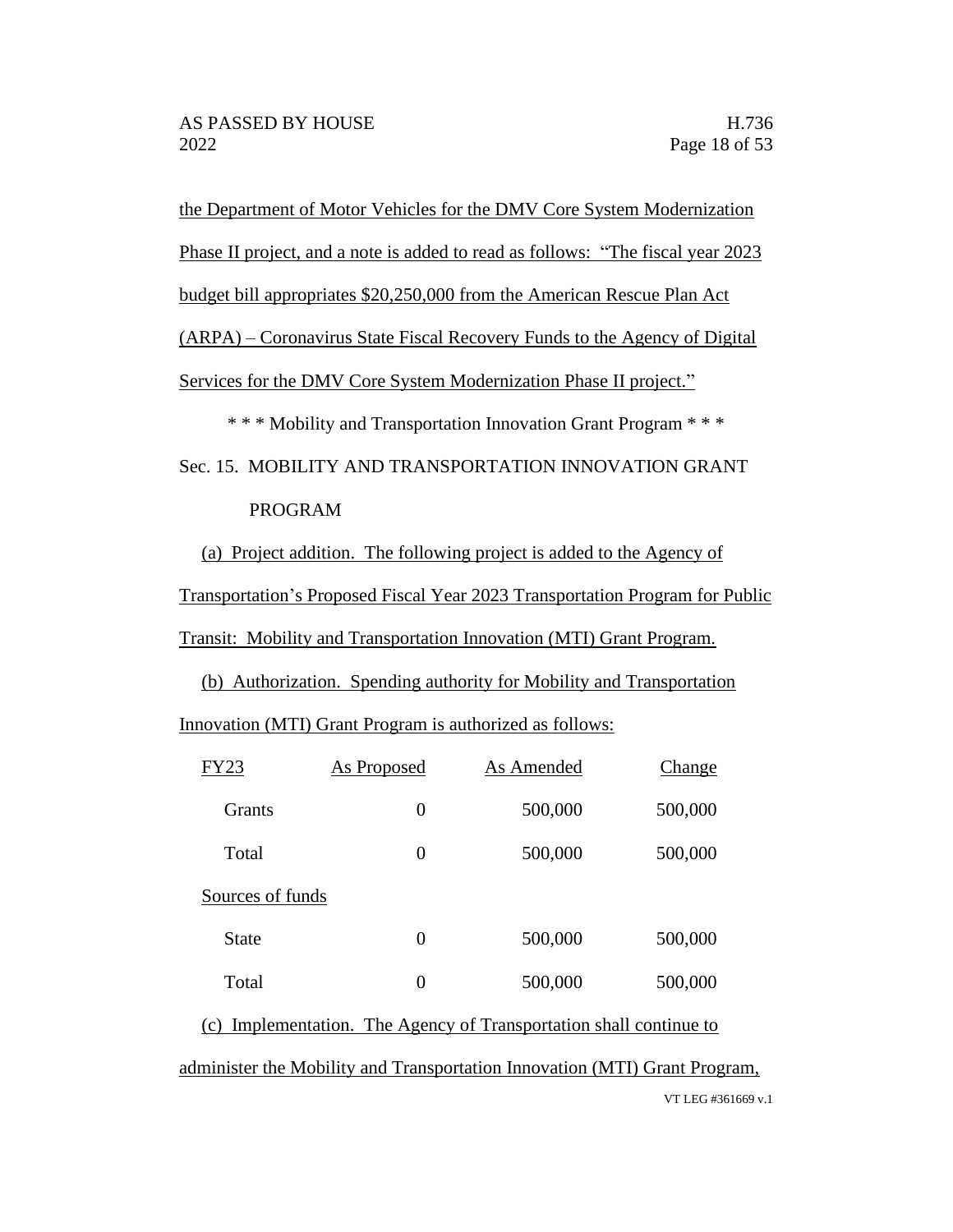the Department of Motor Vehicles for the DMV Core System Modernization Phase II project, and a note is added to read as follows: "The fiscal year 2023 budget bill appropriates $20,250,000 from the American Rescue Plan Act (ARPA) – Coronavirus State Fiscal Recovery Funds to the Agency of Digital Services for the DMV Core System Modernization Phase II project."

\* \* \* Mobility and Transportation Innovation Grant Program \* \* \*

Sec. 15. MOBILITY AND TRANSPORTATION INNOVATION GRANT PROGRAM

(a) Project addition. The following project is added to the Agency of Transportation's Proposed Fiscal Year 2023 Transportation Program for Public Transit: Mobility and Transportation Innovation (MTI) Grant Program.

(b) Authorization. Spending authority for Mobility and Transportation Innovation (MTI) Grant Program is authorized as follows:

| FY23 | As Proposed | As Amended | Change |
|---|---|---|---|
| Grants | 0 | 500,000 | 500,000 |
| Total | 0 | 500,000 | 500,000 |
| Sources of funds | | | |
| State | 0 | 500,000 | 500,000 |
| Total | 0 | 500,000 | 500,000 |

(c) Implementation. The Agency of Transportation shall continue to administer the Mobility and Transportation Innovation (MTI) Grant Program,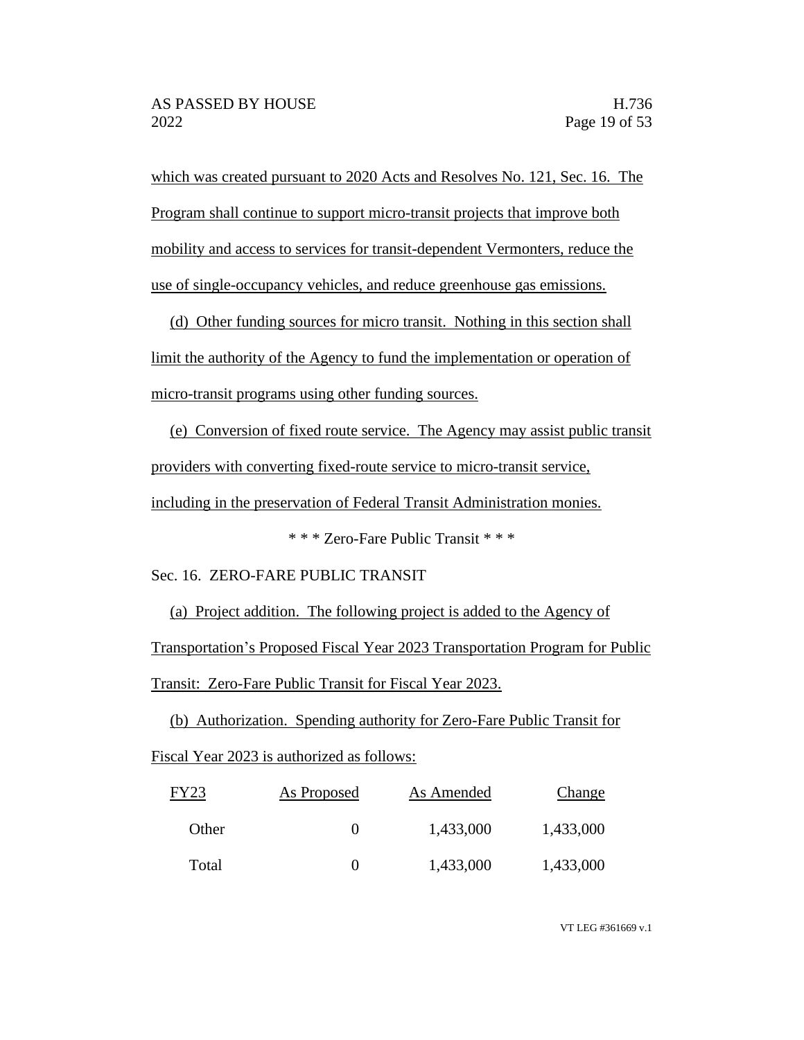which was created pursuant to 2020 Acts and Resolves No. 121, Sec. 16. The Program shall continue to support micro-transit projects that improve both mobility and access to services for transit-dependent Vermonters, reduce the use of single-occupancy vehicles, and reduce greenhouse gas emissions.

(d) Other funding sources for micro transit. Nothing in this section shall limit the authority of the Agency to fund the implementation or operation of micro-transit programs using other funding sources.

(e) Conversion of fixed route service. The Agency may assist public transit providers with converting fixed-route service to micro-transit service, including in the preservation of Federal Transit Administration monies.

\* \* \* Zero-Fare Public Transit \* \* \*

Sec. 16. ZERO-FARE PUBLIC TRANSIT

(a) Project addition. The following project is added to the Agency of Transportation's Proposed Fiscal Year 2023 Transportation Program for Public Transit: Zero-Fare Public Transit for Fiscal Year 2023.

(b) Authorization. Spending authority for Zero-Fare Public Transit for Fiscal Year 2023 is authorized as follows:

| FY23 | As Proposed | As Amended | Change |
|---|---|---|---|
| Other | 0 | 1,433,000 | 1,433,000 |
| Total | 0 | 1,433,000 | 1,433,000 |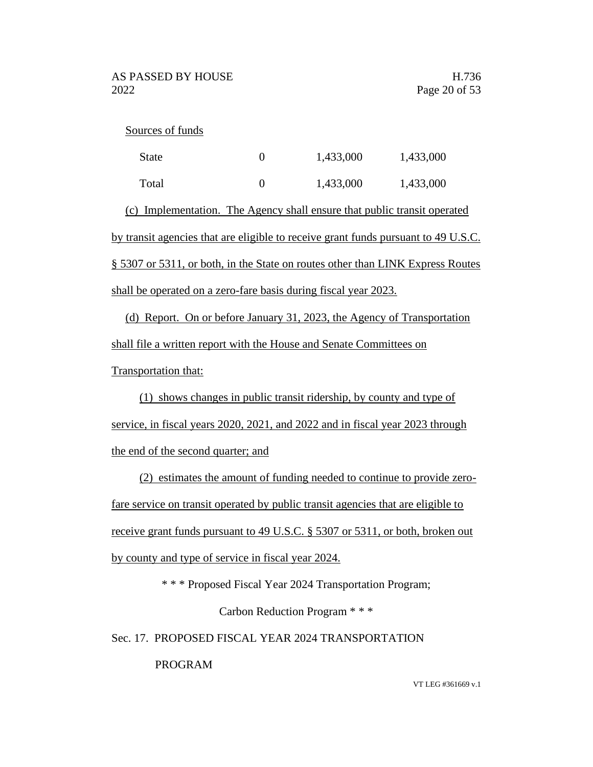Sources of funds

| | | | |
|---|---|---|---|
| State | 0 | 1,433,000 | 1,433,000 |
| Total | 0 | 1,433,000 | 1,433,000 |

(c) Implementation. The Agency shall ensure that public transit operated by transit agencies that are eligible to receive grant funds pursuant to 49 U.S.C. § 5307 or 5311, or both, in the State on routes other than LINK Express Routes shall be operated on a zero-fare basis during fiscal year 2023.

(d) Report. On or before January 31, 2023, the Agency of Transportation shall file a written report with the House and Senate Committees on Transportation that:

(1) shows changes in public transit ridership, by county and type of service, in fiscal years 2020, 2021, and 2022 and in fiscal year 2023 through the end of the second quarter; and

(2) estimates the amount of funding needed to continue to provide zero-fare service on transit operated by public transit agencies that are eligible to receive grant funds pursuant to 49 U.S.C. § 5307 or 5311, or both, broken out by county and type of service in fiscal year 2024.

\* \* \* Proposed Fiscal Year 2024 Transportation Program;

Carbon Reduction Program \* \* \*

Sec. 17. PROPOSED FISCAL YEAR 2024 TRANSPORTATION PROGRAM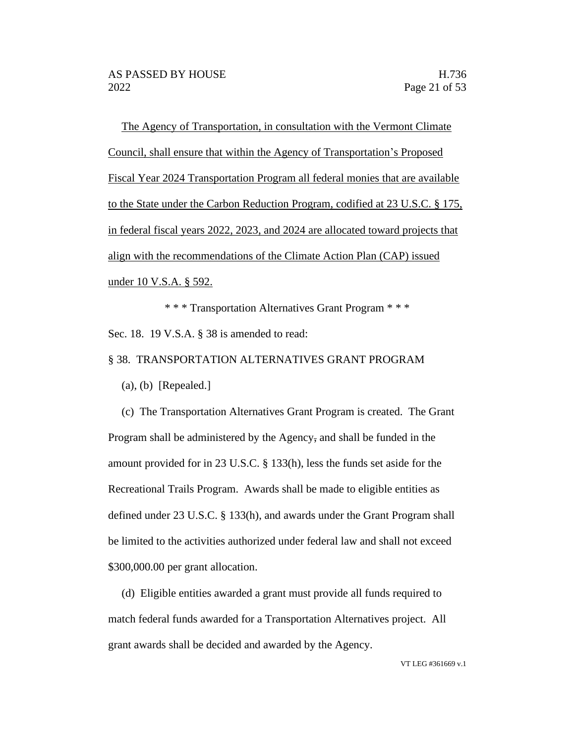The Agency of Transportation, in consultation with the Vermont Climate Council, shall ensure that within the Agency of Transportation's Proposed Fiscal Year 2024 Transportation Program all federal monies that are available to the State under the Carbon Reduction Program, codified at 23 U.S.C. § 175, in federal fiscal years 2022, 2023, and 2024 are allocated toward projects that align with the recommendations of the Climate Action Plan (CAP) issued under 10 V.S.A. § 592.

\* \* \* Transportation Alternatives Grant Program \* \* \*

Sec. 18. 19 V.S.A. § 38 is amended to read:

§ 38. TRANSPORTATION ALTERNATIVES GRANT PROGRAM

(a), (b) [Repealed.]

(c) The Transportation Alternatives Grant Program is created. The Grant Program shall be administered by the Agency, and shall be funded in the amount provided for in 23 U.S.C. § 133(h), less the funds set aside for the Recreational Trails Program. Awards shall be made to eligible entities as defined under 23 U.S.C. § 133(h), and awards under the Grant Program shall be limited to the activities authorized under federal law and shall not exceed $300,000.00 per grant allocation.

(d) Eligible entities awarded a grant must provide all funds required to match federal funds awarded for a Transportation Alternatives project. All grant awards shall be decided and awarded by the Agency.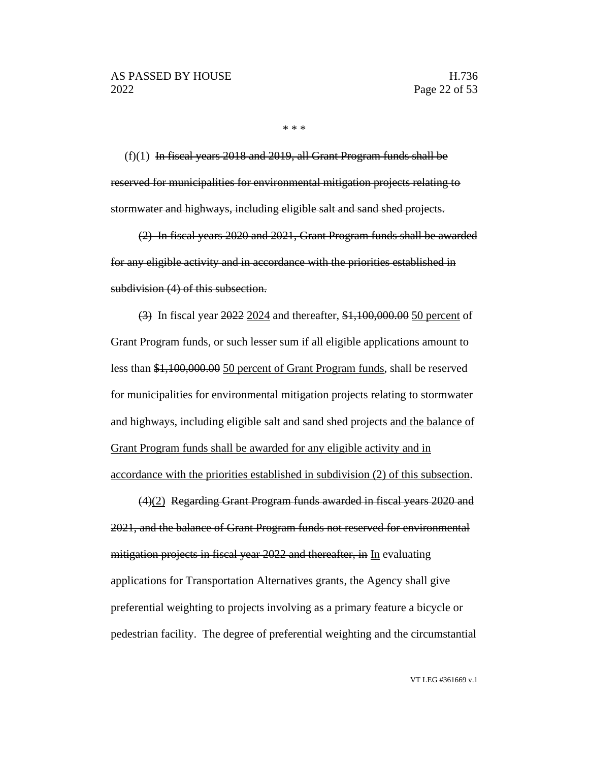\* \* \*

(f)(1) ~~In fiscal years 2018 and 2019, all Grant Program funds shall be reserved for municipalities for environmental mitigation projects relating to stormwater and highways, including eligible salt and sand shed projects.~~

~~(2) In fiscal years 2020 and 2021, Grant Program funds shall be awarded for any eligible activity and in accordance with the priorities established in subdivision (4) of this subsection.~~

~~(3)~~ In fiscal year ~~2022~~ <u>2024</u> and thereafter, ~~$1,100,000.00~~ <u>50 percent</u> of Grant Program funds, or such lesser sum if all eligible applications amount to less than ~~$1,100,000.00~~ <u>50 percent of Grant Program funds</u>, shall be reserved for municipalities for environmental mitigation projects relating to stormwater and highways, including eligible salt and sand shed projects <u>and the balance of Grant Program funds shall be awarded for any eligible activity and in accordance with the priorities established in subdivision (2) of this subsection</u>.

~~(4)~~<u>(2)</u> ~~Regarding Grant Program funds awarded in fiscal years 2020 and 2021, and the balance of Grant Program funds not reserved for environmental mitigation projects in fiscal year 2022 and thereafter, in~~ <u>In</u> evaluating applications for Transportation Alternatives grants, the Agency shall give preferential weighting to projects involving as a primary feature a bicycle or pedestrian facility. The degree of preferential weighting and the circumstantial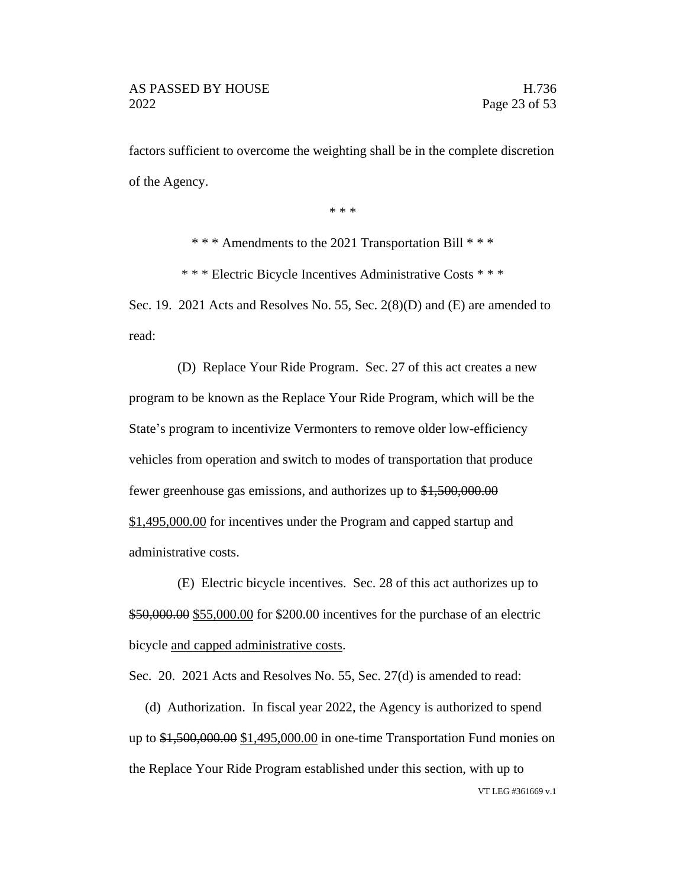factors sufficient to overcome the weighting shall be in the complete discretion of the Agency.

\* \* \*

\* \* \* Amendments to the 2021 Transportation Bill \* \* \*

\* \* \* Electric Bicycle Incentives Administrative Costs \* \* \*

Sec. 19. 2021 Acts and Resolves No. 55, Sec. 2(8)(D) and (E) are amended to read:

(D) Replace Your Ride Program. Sec. 27 of this act creates a new program to be known as the Replace Your Ride Program, which will be the State's program to incentivize Vermonters to remove older low-efficiency vehicles from operation and switch to modes of transportation that produce fewer greenhouse gas emissions, and authorizes up to ~~$1,500,000.00~~ <u>$1,495,000.00</u> for incentives under the Program and capped startup and administrative costs.

(E) Electric bicycle incentives. Sec. 28 of this act authorizes up to ~~$50,000.00~~ <u>$55,000.00</u> for $200.00 incentives for the purchase of an electric bicycle <u>and capped administrative costs</u>.

Sec. 20. 2021 Acts and Resolves No. 55, Sec. 27(d) is amended to read:

(d) Authorization. In fiscal year 2022, the Agency is authorized to spend up to ~~$1,500,000.00~~ <u>$1,495,000.00</u> in one-time Transportation Fund monies on the Replace Your Ride Program established under this section, with up to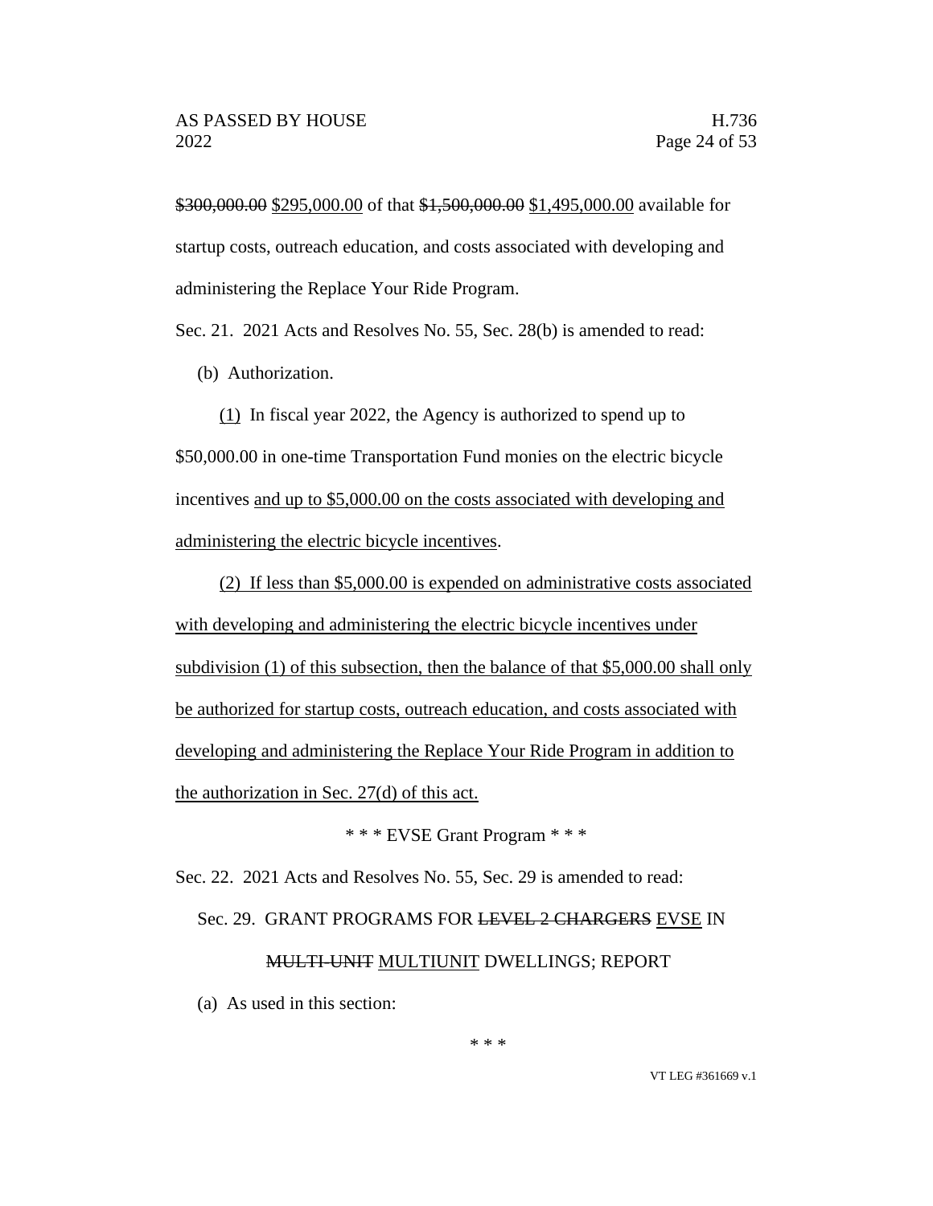~~$300,000.00~~ <u>$295,000.00</u> of that ~~$1,500,000.00~~ <u>$1,495,000.00</u> available for startup costs, outreach education, and costs associated with developing and administering the Replace Your Ride Program.

Sec. 21. 2021 Acts and Resolves No. 55, Sec. 28(b) is amended to read:

(b) Authorization.

<u>(1)</u> In fiscal year 2022, the Agency is authorized to spend up to $50,000.00 in one-time Transportation Fund monies on the electric bicycle incentives <u>and up to $5,000.00 on the costs associated with developing and administering the electric bicycle incentives</u>.

<u>(2) If less than $5,000.00 is expended on administrative costs associated with developing and administering the electric bicycle incentives under subdivision (1) of this subsection, then the balance of that $5,000.00 shall only be authorized for startup costs, outreach education, and costs associated with developing and administering the Replace Your Ride Program in addition to the authorization in Sec. 27(d) of this act.</u>

\* \* \* EVSE Grant Program \* \* \*

Sec. 22. 2021 Acts and Resolves No. 55, Sec. 29 is amended to read:

Sec. 29. GRANT PROGRAMS FOR ~~LEVEL 2 CHARGERS~~ <u>EVSE</u> IN ~~MULTI-UNIT~~ <u>MULTIUNIT</u> DWELLINGS; REPORT

(a) As used in this section:

\* \* \*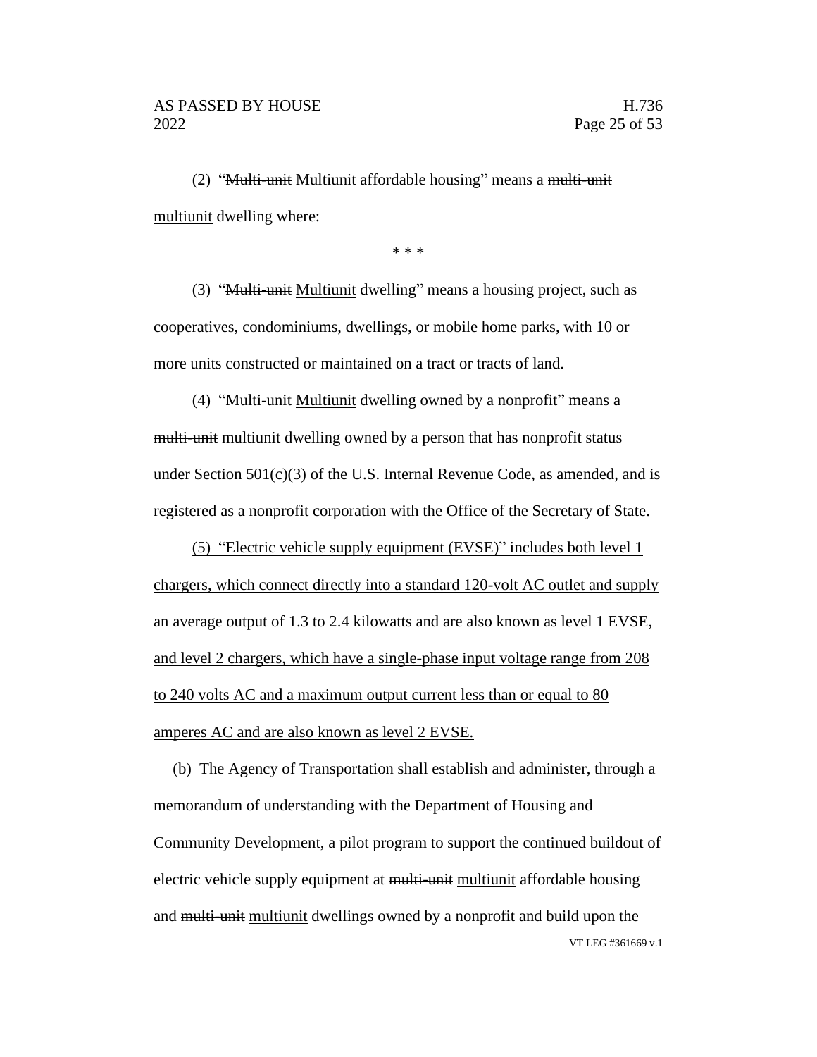(2) "~~Multi-unit~~ <u>Multiunit</u> affordable housing" means a ~~multi-unit~~ <u>multiunit</u> dwelling where:

\* \* \*

(3) "~~Multi-unit~~ <u>Multiunit</u> dwelling" means a housing project, such as cooperatives, condominiums, dwellings, or mobile home parks, with 10 or more units constructed or maintained on a tract or tracts of land.

(4) "~~Multi-unit~~ <u>Multiunit</u> dwelling owned by a nonprofit" means a ~~multi-unit~~ <u>multiunit</u> dwelling owned by a person that has nonprofit status under Section 501(c)(3) of the U.S. Internal Revenue Code, as amended, and is registered as a nonprofit corporation with the Office of the Secretary of State.

<u>(5) "Electric vehicle supply equipment (EVSE)" includes both level 1 chargers, which connect directly into a standard 120-volt AC outlet and supply an average output of 1.3 to 2.4 kilowatts and are also known as level 1 EVSE, and level 2 chargers, which have a single-phase input voltage range from 208 to 240 volts AC and a maximum output current less than or equal to 80 amperes AC and are also known as level 2 EVSE.</u>

(b) The Agency of Transportation shall establish and administer, through a memorandum of understanding with the Department of Housing and Community Development, a pilot program to support the continued buildout of electric vehicle supply equipment at ~~multi-unit~~ <u>multiunit</u> affordable housing and ~~multi-unit~~ <u>multiunit</u> dwellings owned by a nonprofit and build upon the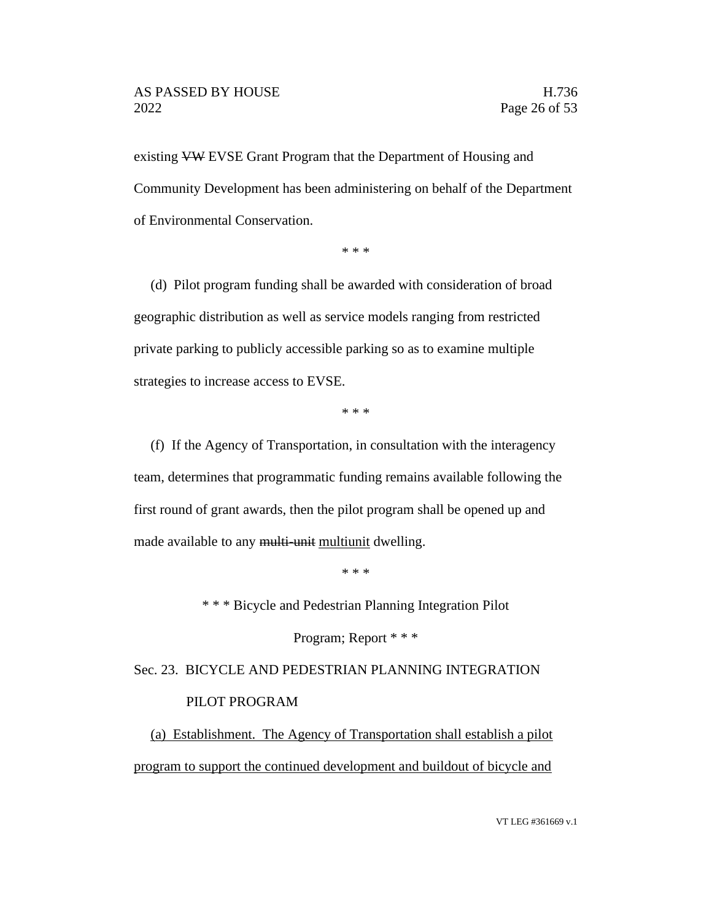existing ~~VW~~ EVSE Grant Program that the Department of Housing and Community Development has been administering on behalf of the Department of Environmental Conservation.

\* \* \*

(d) Pilot program funding shall be awarded with consideration of broad geographic distribution as well as service models ranging from restricted private parking to publicly accessible parking so as to examine multiple strategies to increase access to EVSE.

\* \* \*

(f) If the Agency of Transportation, in consultation with the interagency team, determines that programmatic funding remains available following the first round of grant awards, then the pilot program shall be opened up and made available to any ~~multi-unit~~ <u>multiunit</u> dwelling.

\* \* \*

\* \* \* Bicycle and Pedestrian Planning Integration Pilot Program; Report \* \* \*

Sec. 23. BICYCLE AND PEDESTRIAN PLANNING INTEGRATION PILOT PROGRAM

<u>(a) Establishment. The Agency of Transportation shall establish a pilot program to support the continued development and buildout of bicycle and</u>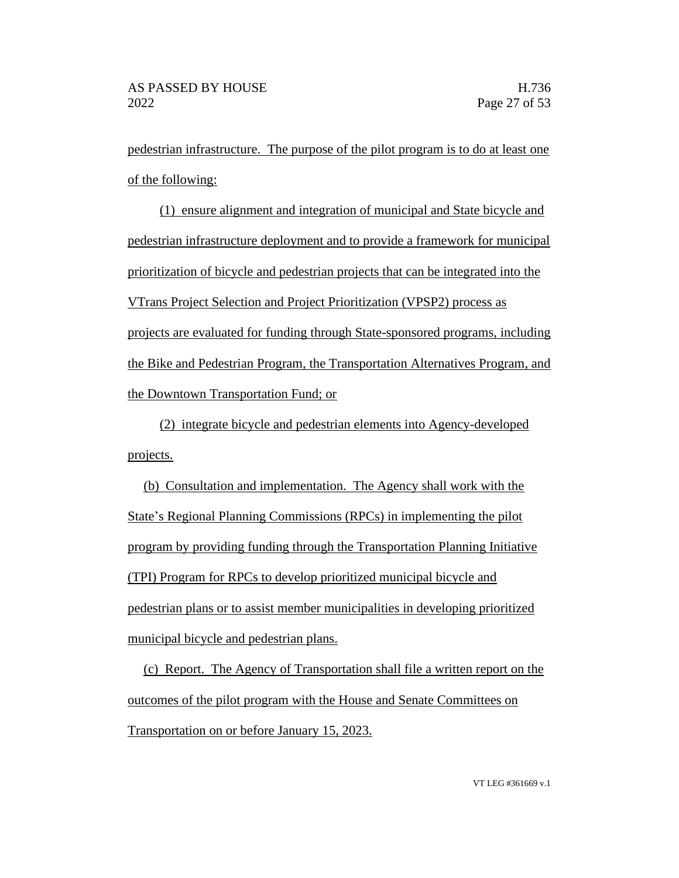pedestrian infrastructure. The purpose of the pilot program is to do at least one of the following:

(1) ensure alignment and integration of municipal and State bicycle and pedestrian infrastructure deployment and to provide a framework for municipal prioritization of bicycle and pedestrian projects that can be integrated into the VTrans Project Selection and Project Prioritization (VPSP2) process as projects are evaluated for funding through State-sponsored programs, including the Bike and Pedestrian Program, the Transportation Alternatives Program, and the Downtown Transportation Fund; or

(2) integrate bicycle and pedestrian elements into Agency-developed projects.

(b) Consultation and implementation. The Agency shall work with the State's Regional Planning Commissions (RPCs) in implementing the pilot program by providing funding through the Transportation Planning Initiative (TPI) Program for RPCs to develop prioritized municipal bicycle and pedestrian plans or to assist member municipalities in developing prioritized municipal bicycle and pedestrian plans.

(c) Report. The Agency of Transportation shall file a written report on the outcomes of the pilot program with the House and Senate Committees on Transportation on or before January 15, 2023.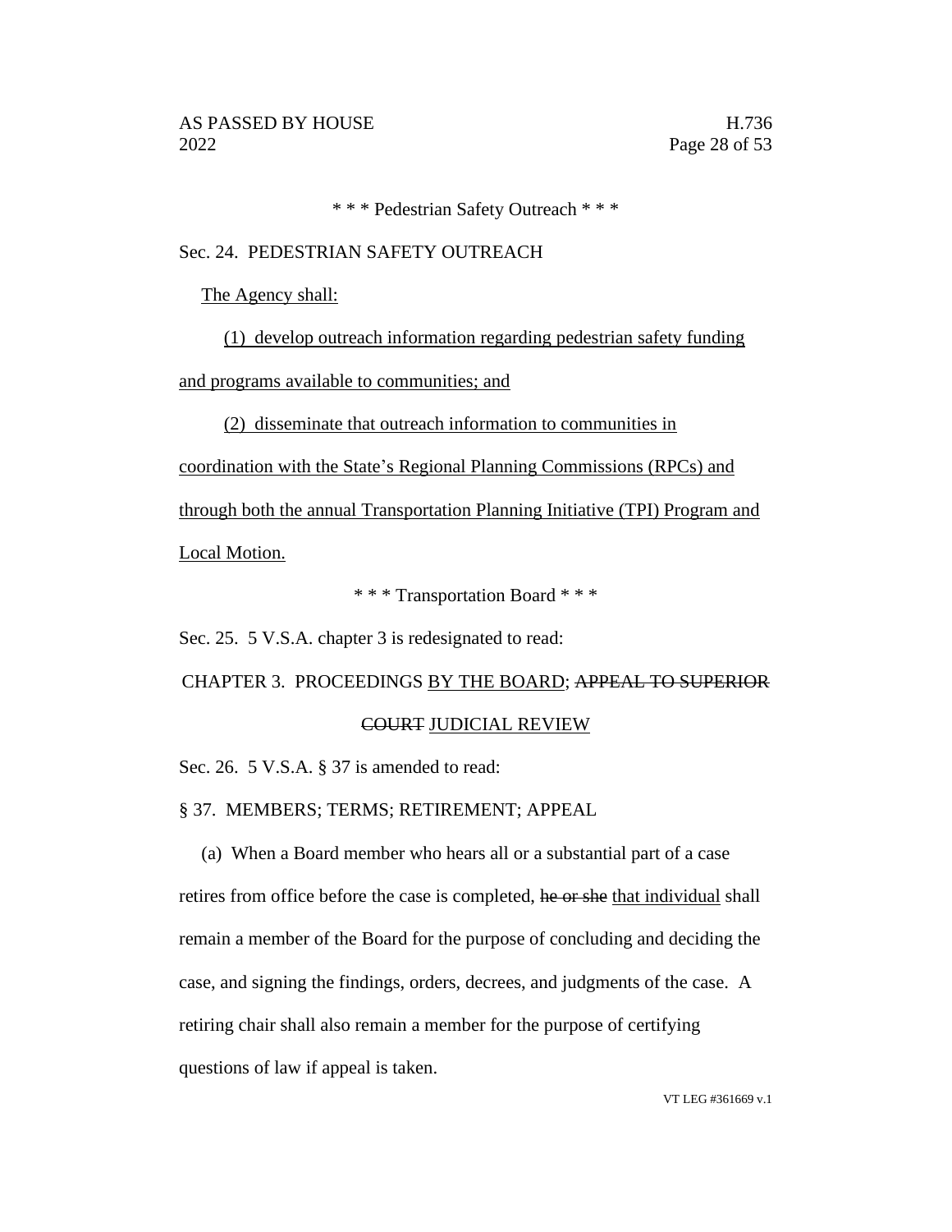\* \* \* Pedestrian Safety Outreach \* \* \*

Sec. 24. PEDESTRIAN SAFETY OUTREACH

<u>The Agency shall:</u>

<u>(1) develop outreach information regarding pedestrian safety funding and programs available to communities; and</u>

<u>(2) disseminate that outreach information to communities in coordination with the State's Regional Planning Commissions (RPCs) and through both the annual Transportation Planning Initiative (TPI) Program and Local Motion.</u>

\* \* \* Transportation Board \* \* \*

Sec. 25. 5 V.S.A. chapter 3 is redesignated to read:

CHAPTER 3. PROCEEDINGS <u>BY THE BOARD</u>; ~~APPEAL TO SUPERIOR COURT~~ <u>JUDICIAL REVIEW</u>

Sec. 26. 5 V.S.A. § 37 is amended to read:

§ 37. MEMBERS; TERMS; RETIREMENT; APPEAL

(a) When a Board member who hears all or a substantial part of a case retires from office before the case is completed, ~~he or she~~ <u>that individual</u> shall remain a member of the Board for the purpose of concluding and deciding the case, and signing the findings, orders, decrees, and judgments of the case. A retiring chair shall also remain a member for the purpose of certifying questions of law if appeal is taken.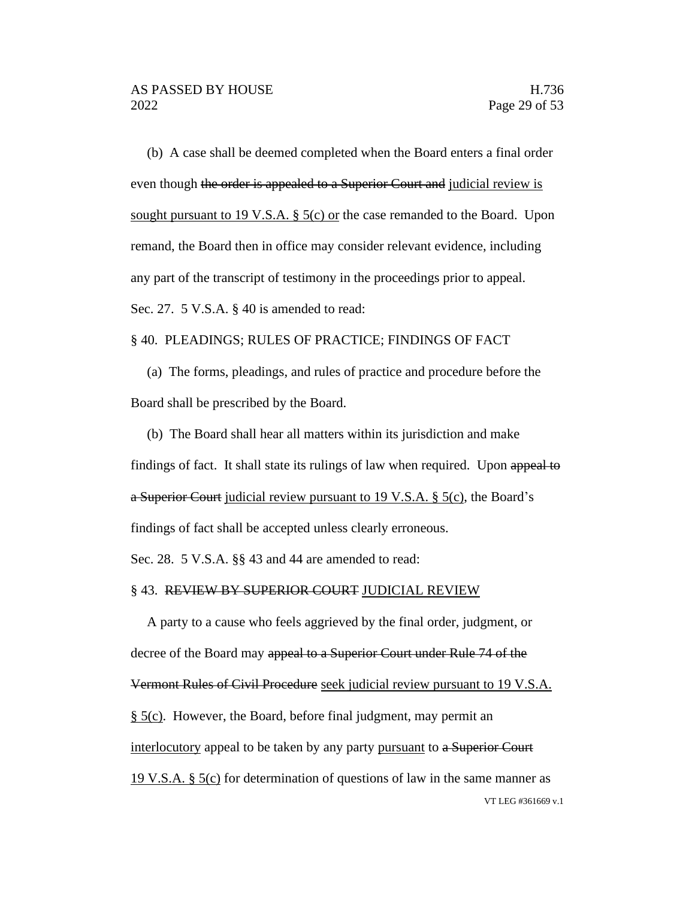(b) A case shall be deemed completed when the Board enters a final order even though ~~the order is appealed to a Superior Court and~~ judicial review is sought pursuant to 19 V.S.A. § 5(c) or the case remanded to the Board. Upon remand, the Board then in office may consider relevant evidence, including any part of the transcript of testimony in the proceedings prior to appeal.

Sec. 27. 5 V.S.A. § 40 is amended to read:

§ 40. PLEADINGS; RULES OF PRACTICE; FINDINGS OF FACT

(a) The forms, pleadings, and rules of practice and procedure before the Board shall be prescribed by the Board.

(b) The Board shall hear all matters within its jurisdiction and make findings of fact. It shall state its rulings of law when required. Upon ~~appeal to a Superior Court~~ judicial review pursuant to 19 V.S.A. § 5(c), the Board's findings of fact shall be accepted unless clearly erroneous.

Sec. 28. 5 V.S.A. §§ 43 and 44 are amended to read:

§ 43. ~~REVIEW BY SUPERIOR COURT~~ JUDICIAL REVIEW

A party to a cause who feels aggrieved by the final order, judgment, or decree of the Board may ~~appeal to a Superior Court under Rule 74 of the Vermont Rules of Civil Procedure~~ seek judicial review pursuant to 19 V.S.A. § 5(c). However, the Board, before final judgment, may permit an interlocutory appeal to be taken by any party pursuant to ~~a Superior Court~~ 19 V.S.A. § 5(c) for determination of questions of law in the same manner as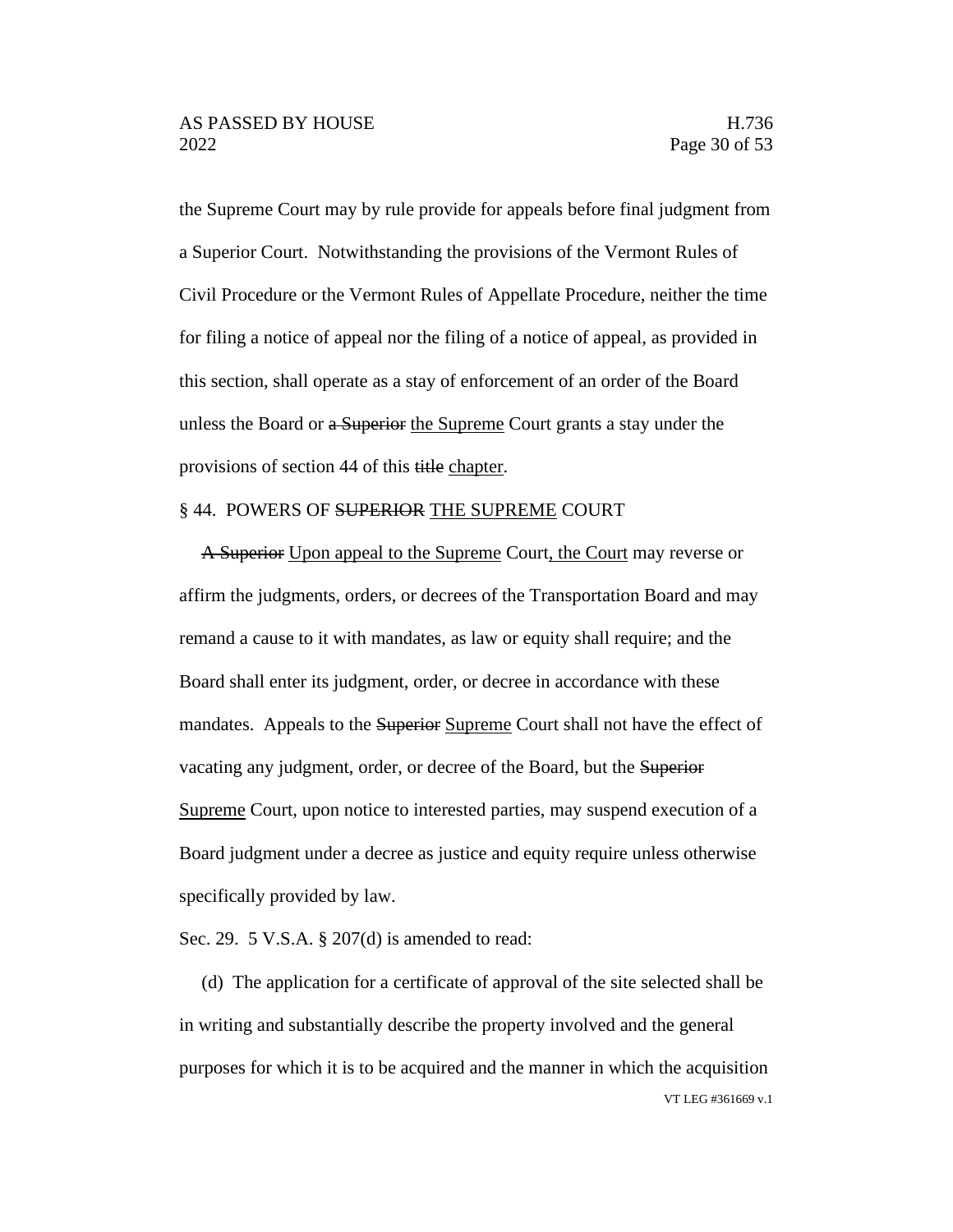the Supreme Court may by rule provide for appeals before final judgment from a Superior Court. Notwithstanding the provisions of the Vermont Rules of Civil Procedure or the Vermont Rules of Appellate Procedure, neither the time for filing a notice of appeal nor the filing of a notice of appeal, as provided in this section, shall operate as a stay of enforcement of an order of the Board unless the Board or ~~a Superior~~ <u>the Supreme</u> Court grants a stay under the provisions of section 44 of this ~~title~~ <u>chapter</u>.

§ 44. POWERS OF ~~SUPERIOR~~ <u>THE SUPREME</u> COURT

~~A Superior~~ <u>Upon appeal to the Supreme</u> Court<u>, the Court</u> may reverse or affirm the judgments, orders, or decrees of the Transportation Board and may remand a cause to it with mandates, as law or equity shall require; and the Board shall enter its judgment, order, or decree in accordance with these mandates. Appeals to the ~~Superior~~ <u>Supreme</u> Court shall not have the effect of vacating any judgment, order, or decree of the Board, but the ~~Superior~~ <u>Supreme</u> Court, upon notice to interested parties, may suspend execution of a Board judgment under a decree as justice and equity require unless otherwise specifically provided by law.

Sec. 29. 5 V.S.A. § 207(d) is amended to read:

(d) The application for a certificate of approval of the site selected shall be in writing and substantially describe the property involved and the general purposes for which it is to be acquired and the manner in which the acquisition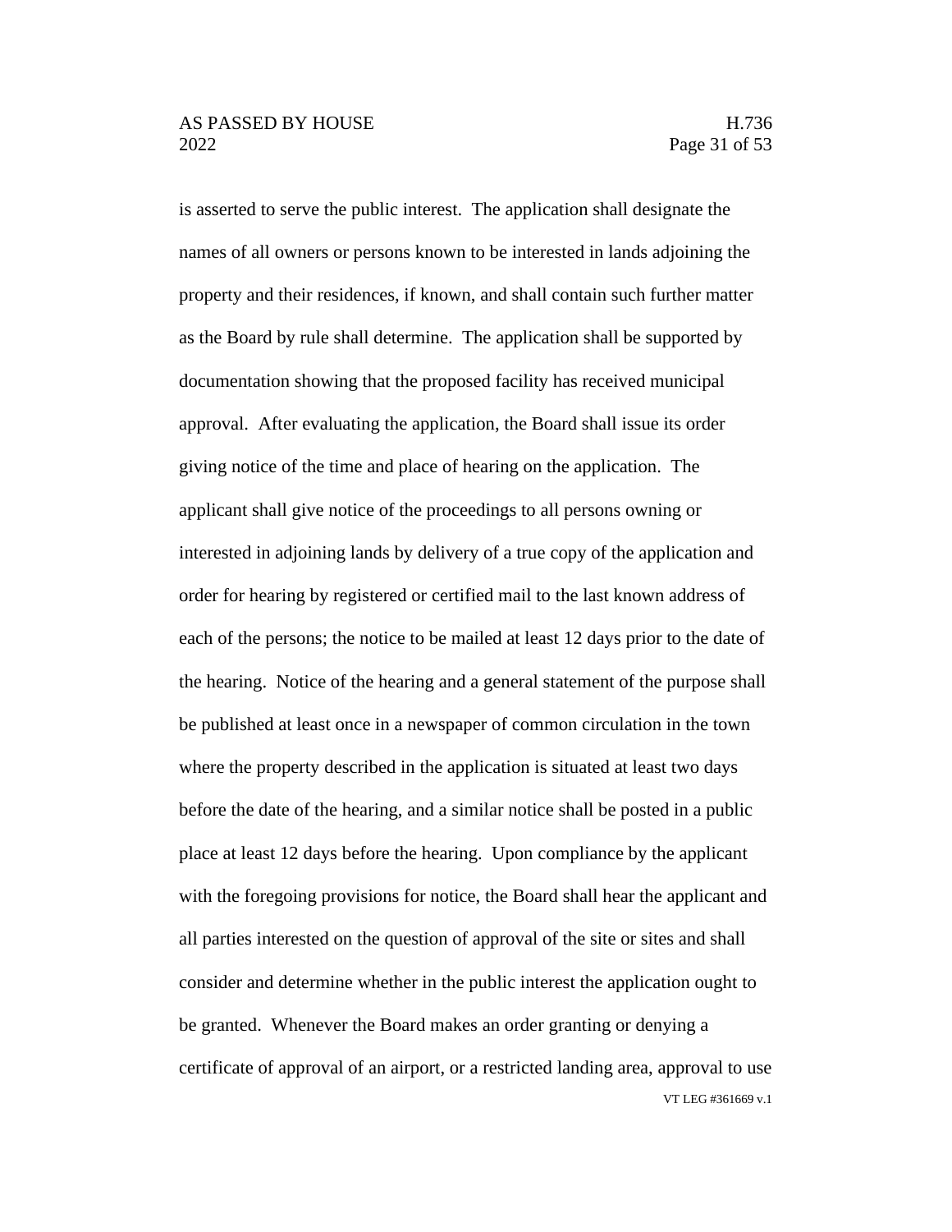is asserted to serve the public interest. The application shall designate the names of all owners or persons known to be interested in lands adjoining the property and their residences, if known, and shall contain such further matter as the Board by rule shall determine. The application shall be supported by documentation showing that the proposed facility has received municipal approval. After evaluating the application, the Board shall issue its order giving notice of the time and place of hearing on the application. The applicant shall give notice of the proceedings to all persons owning or interested in adjoining lands by delivery of a true copy of the application and order for hearing by registered or certified mail to the last known address of each of the persons; the notice to be mailed at least 12 days prior to the date of the hearing. Notice of the hearing and a general statement of the purpose shall be published at least once in a newspaper of common circulation in the town where the property described in the application is situated at least two days before the date of the hearing, and a similar notice shall be posted in a public place at least 12 days before the hearing. Upon compliance by the applicant with the foregoing provisions for notice, the Board shall hear the applicant and all parties interested on the question of approval of the site or sites and shall consider and determine whether in the public interest the application ought to be granted. Whenever the Board makes an order granting or denying a certificate of approval of an airport, or a restricted landing area, approval to use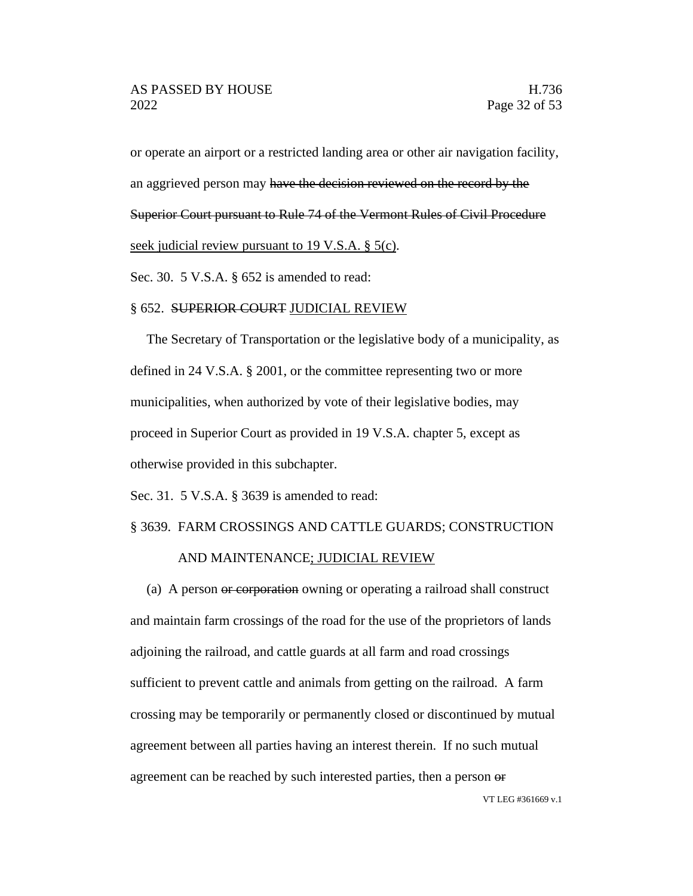or operate an airport or a restricted landing area or other air navigation facility, an aggrieved person may ~~have the decision reviewed on the record by the Superior Court pursuant to Rule 74 of the Vermont Rules of Civil Procedure~~ <u>seek judicial review pursuant to 19 V.S.A. § 5(c)</u>.

Sec. 30. 5 V.S.A. § 652 is amended to read:

§ 652. ~~SUPERIOR COURT~~ <u>JUDICIAL REVIEW</u>

The Secretary of Transportation or the legislative body of a municipality, as defined in 24 V.S.A. § 2001, or the committee representing two or more municipalities, when authorized by vote of their legislative bodies, may proceed in Superior Court as provided in 19 V.S.A. chapter 5, except as otherwise provided in this subchapter.

Sec. 31. 5 V.S.A. § 3639 is amended to read:

§ 3639. FARM CROSSINGS AND CATTLE GUARDS; CONSTRUCTION AND MAINTENANCE<u>; JUDICIAL REVIEW</u>

(a) A person ~~or corporation~~ owning or operating a railroad shall construct and maintain farm crossings of the road for the use of the proprietors of lands adjoining the railroad, and cattle guards at all farm and road crossings sufficient to prevent cattle and animals from getting on the railroad. A farm crossing may be temporarily or permanently closed or discontinued by mutual agreement between all parties having an interest therein. If no such mutual agreement can be reached by such interested parties, then a person ~~or~~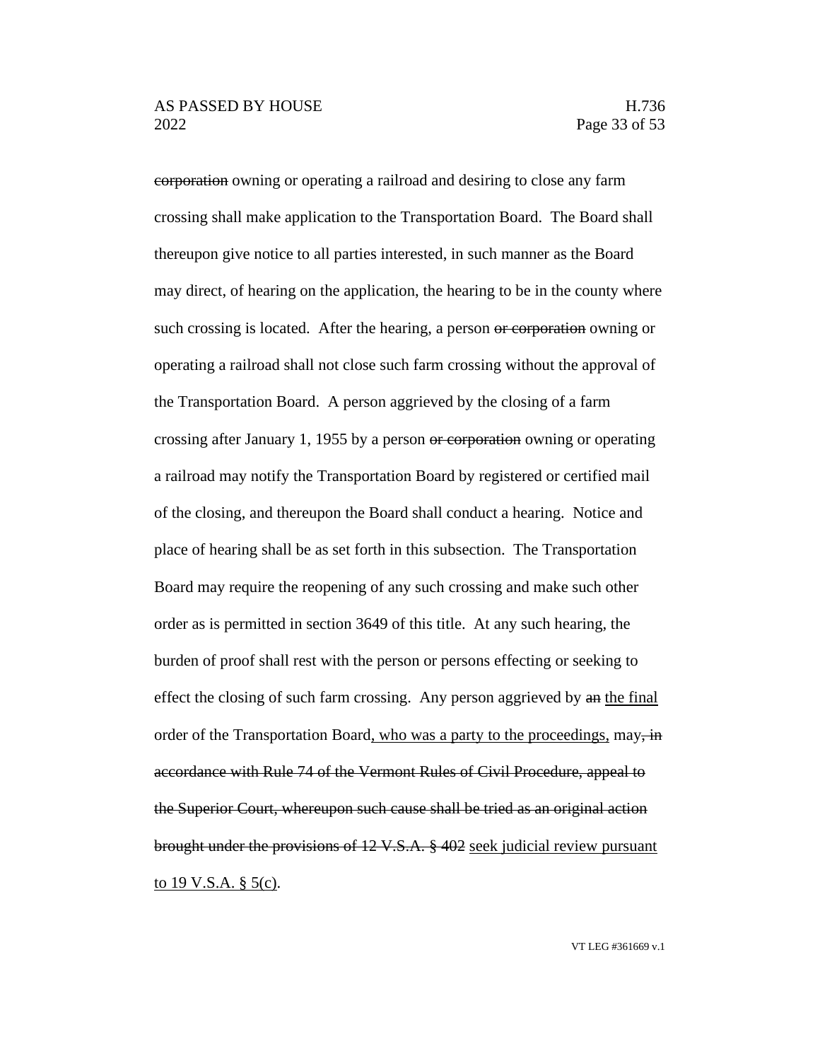~~corporation~~ owning or operating a railroad and desiring to close any farm crossing shall make application to the Transportation Board. The Board shall thereupon give notice to all parties interested, in such manner as the Board may direct, of hearing on the application, the hearing to be in the county where such crossing is located. After the hearing, a person ~~or corporation~~ owning or operating a railroad shall not close such farm crossing without the approval of the Transportation Board. A person aggrieved by the closing of a farm crossing after January 1, 1955 by a person ~~or corporation~~ owning or operating a railroad may notify the Transportation Board by registered or certified mail of the closing, and thereupon the Board shall conduct a hearing. Notice and place of hearing shall be as set forth in this subsection. The Transportation Board may require the reopening of any such crossing and make such other order as is permitted in section 3649 of this title. At any such hearing, the burden of proof shall rest with the person or persons effecting or seeking to effect the closing of such farm crossing. Any person aggrieved by ~~an~~ <u>the final</u> order of the Transportation Board<u>, who was a party to the proceedings,</u> may~~, in accordance with Rule 74 of the Vermont Rules of Civil Procedure, appeal to the Superior Court, whereupon such cause shall be tried as an original action brought under the provisions of 12 V.S.A. § 402~~ <u>seek judicial review pursuant to 19 V.S.A. § 5(c)</u>.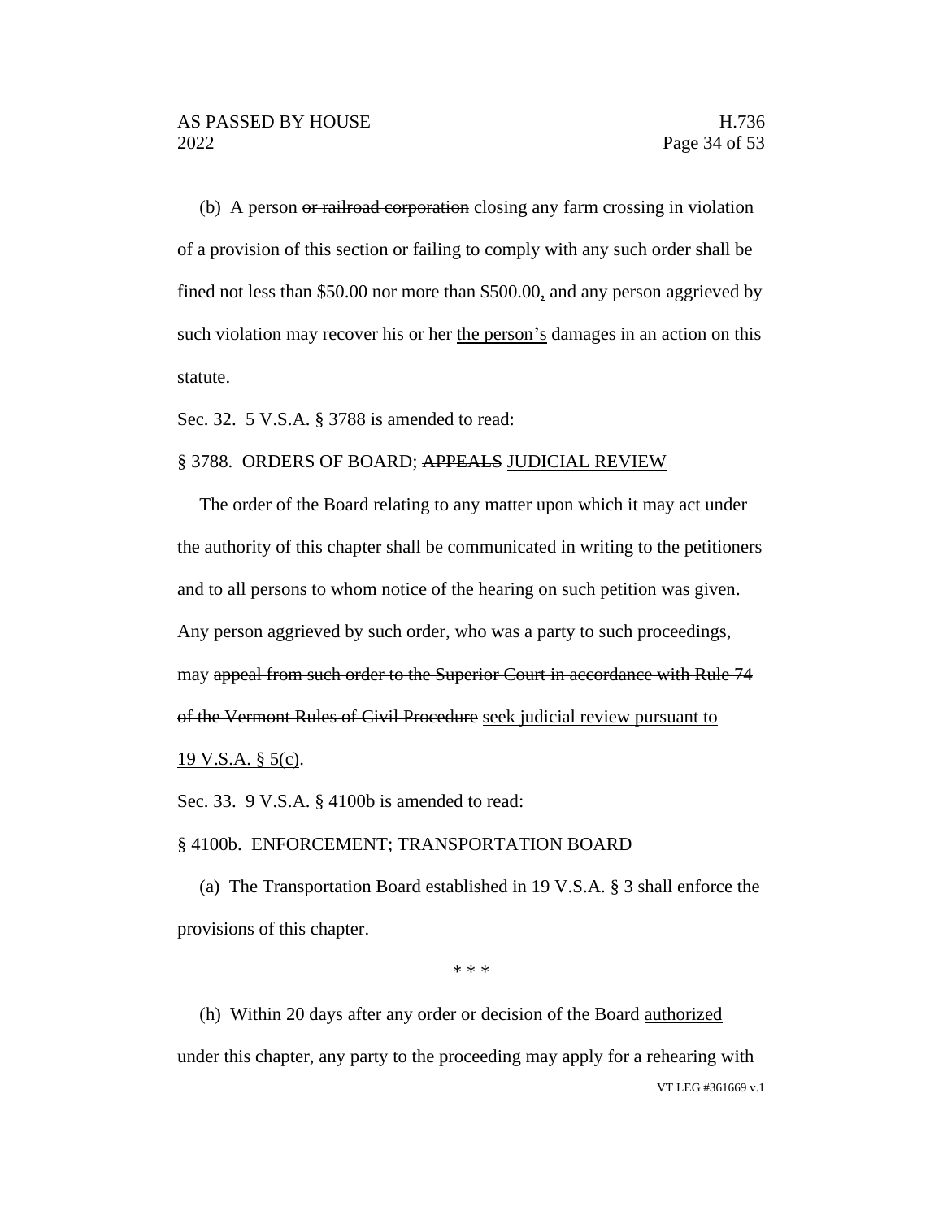(b) A person ~~or railroad corporation~~ closing any farm crossing in violation of a provision of this section or failing to comply with any such order shall be fined not less than $50.00 nor more than $500.00, and any person aggrieved by such violation may recover ~~his or her~~ the person's damages in an action on this statute.

Sec. 32. 5 V.S.A. § 3788 is amended to read:

§ 3788. ORDERS OF BOARD; ~~APPEALS~~ JUDICIAL REVIEW

The order of the Board relating to any matter upon which it may act under the authority of this chapter shall be communicated in writing to the petitioners and to all persons to whom notice of the hearing on such petition was given. Any person aggrieved by such order, who was a party to such proceedings, may ~~appeal from such order to the Superior Court in accordance with Rule 74 of the Vermont Rules of Civil Procedure~~ seek judicial review pursuant to 19 V.S.A. § 5(c).

Sec. 33. 9 V.S.A. § 4100b is amended to read:

§ 4100b. ENFORCEMENT; TRANSPORTATION BOARD

(a) The Transportation Board established in 19 V.S.A. § 3 shall enforce the provisions of this chapter.

\* \* \*

(h) Within 20 days after any order or decision of the Board authorized under this chapter, any party to the proceeding may apply for a rehearing with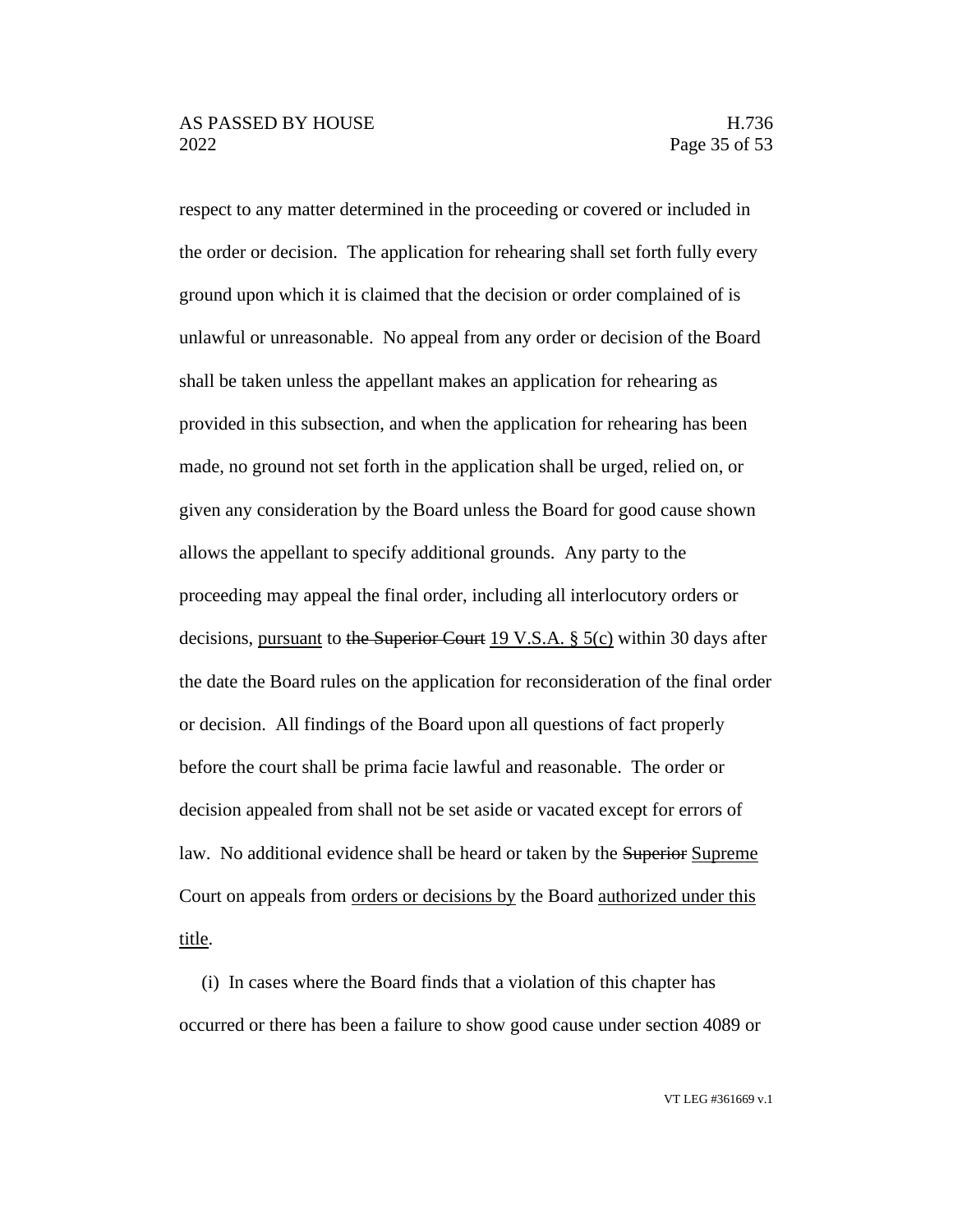respect to any matter determined in the proceeding or covered or included in the order or decision. The application for rehearing shall set forth fully every ground upon which it is claimed that the decision or order complained of is unlawful or unreasonable. No appeal from any order or decision of the Board shall be taken unless the appellant makes an application for rehearing as provided in this subsection, and when the application for rehearing has been made, no ground not set forth in the application shall be urged, relied on, or given any consideration by the Board unless the Board for good cause shown allows the appellant to specify additional grounds. Any party to the proceeding may appeal the final order, including all interlocutory orders or decisions, <u>pursuant</u> to ~~the Superior Court~~ <u>19 V.S.A. § 5(c)</u> within 30 days after the date the Board rules on the application for reconsideration of the final order or decision. All findings of the Board upon all questions of fact properly before the court shall be prima facie lawful and reasonable. The order or decision appealed from shall not be set aside or vacated except for errors of law. No additional evidence shall be heard or taken by the ~~Superior~~ <u>Supreme</u> Court on appeals from <u>orders or decisions by</u> the Board <u>authorized under this title</u>.

(i) In cases where the Board finds that a violation of this chapter has occurred or there has been a failure to show good cause under section 4089 or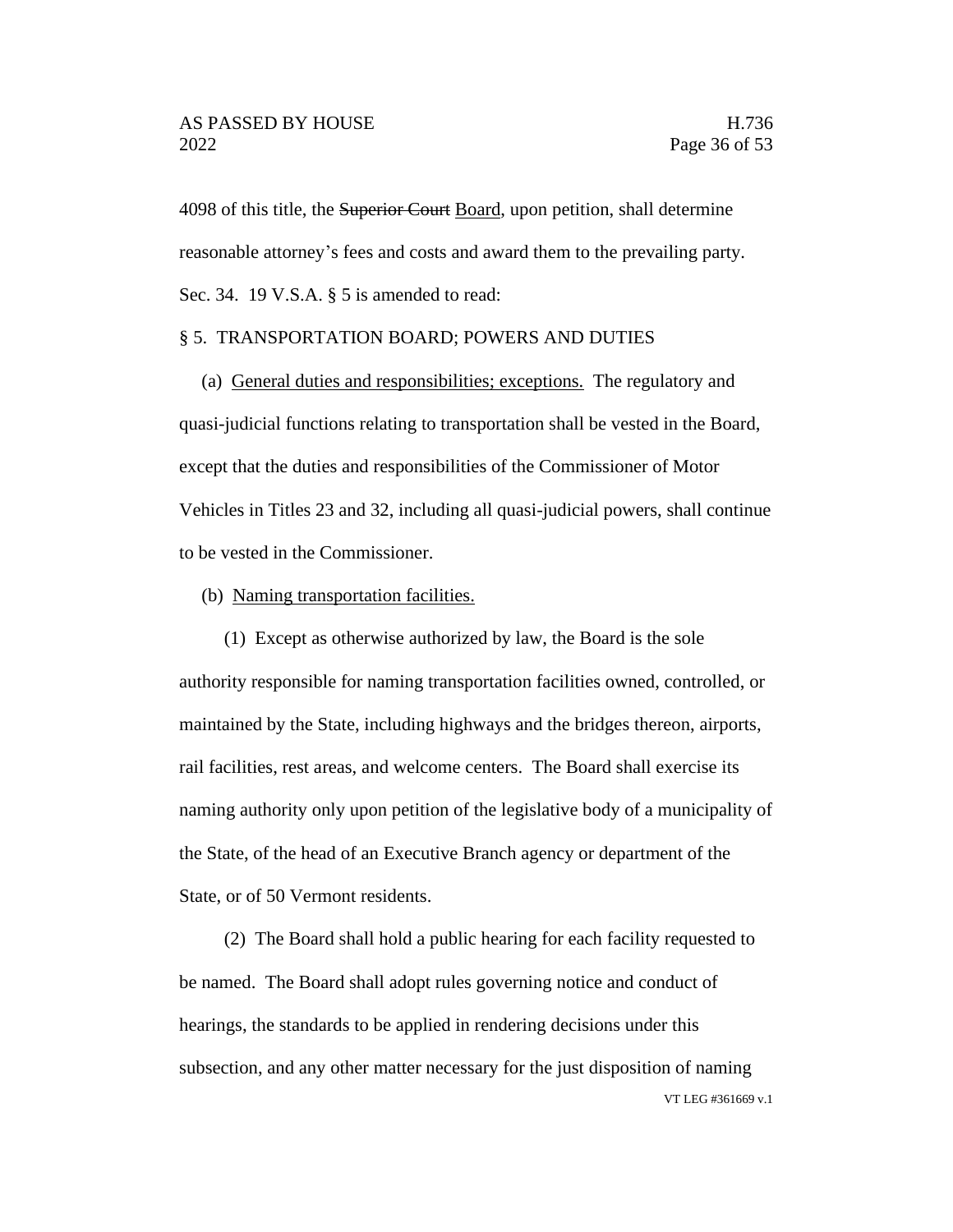4098 of this title, the ~~Superior Court~~ <u>Board</u>, upon petition, shall determine reasonable attorney's fees and costs and award them to the prevailing party.

Sec. 34. 19 V.S.A. § 5 is amended to read:

§ 5. TRANSPORTATION BOARD; POWERS AND DUTIES

(a) <u>General duties and responsibilities; exceptions.</u> The regulatory and quasi-judicial functions relating to transportation shall be vested in the Board, except that the duties and responsibilities of the Commissioner of Motor Vehicles in Titles 23 and 32, including all quasi-judicial powers, shall continue to be vested in the Commissioner.

(b) <u>Naming transportation facilities.</u>

(1) Except as otherwise authorized by law, the Board is the sole authority responsible for naming transportation facilities owned, controlled, or maintained by the State, including highways and the bridges thereon, airports, rail facilities, rest areas, and welcome centers. The Board shall exercise its naming authority only upon petition of the legislative body of a municipality of the State, of the head of an Executive Branch agency or department of the State, or of 50 Vermont residents.

(2) The Board shall hold a public hearing for each facility requested to be named. The Board shall adopt rules governing notice and conduct of hearings, the standards to be applied in rendering decisions under this subsection, and any other matter necessary for the just disposition of naming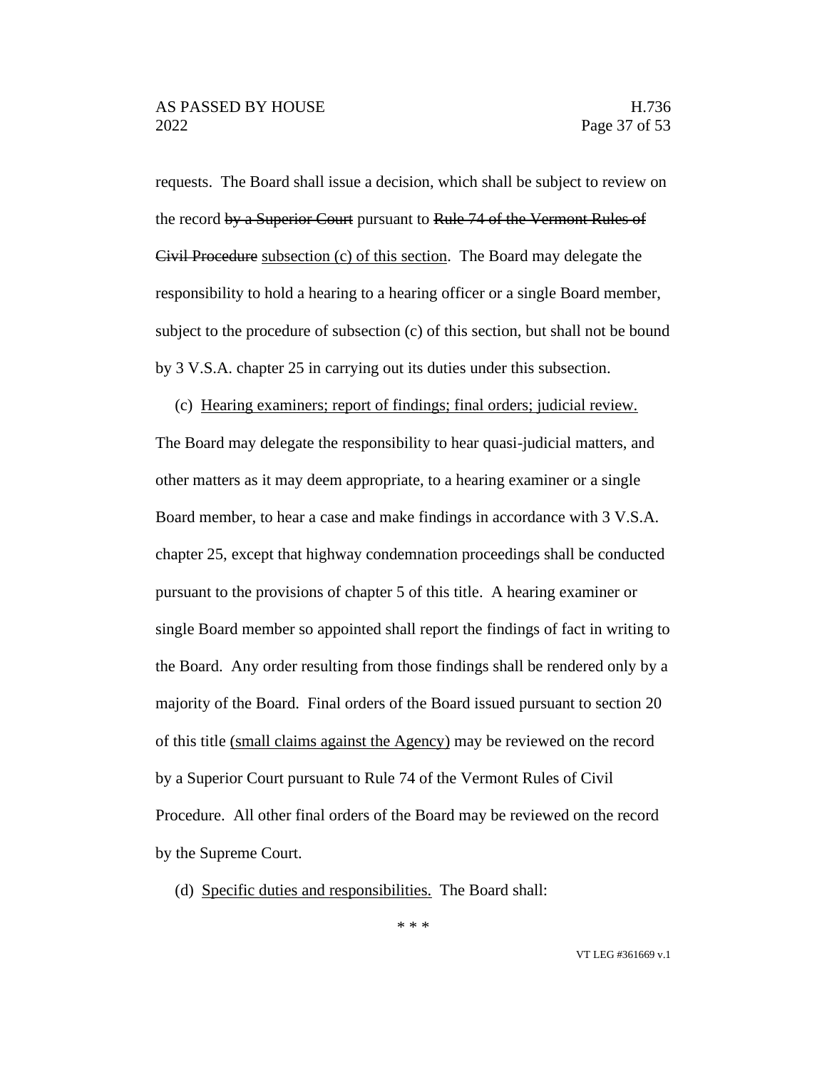requests. The Board shall issue a decision, which shall be subject to review on the record ~~by a Superior Court~~ pursuant to ~~Rule 74 of the Vermont Rules of Civil Procedure~~ <u>subsection (c) of this section</u>. The Board may delegate the responsibility to hold a hearing to a hearing officer or a single Board member, subject to the procedure of subsection (c) of this section, but shall not be bound by 3 V.S.A. chapter 25 in carrying out its duties under this subsection.

(c) <u>Hearing examiners; report of findings; final orders; judicial review.</u> The Board may delegate the responsibility to hear quasi-judicial matters, and other matters as it may deem appropriate, to a hearing examiner or a single Board member, to hear a case and make findings in accordance with 3 V.S.A. chapter 25, except that highway condemnation proceedings shall be conducted pursuant to the provisions of chapter 5 of this title. A hearing examiner or single Board member so appointed shall report the findings of fact in writing to the Board. Any order resulting from those findings shall be rendered only by a majority of the Board. Final orders of the Board issued pursuant to section 20 of this title <u>(small claims against the Agency)</u> may be reviewed on the record by a Superior Court pursuant to Rule 74 of the Vermont Rules of Civil Procedure. All other final orders of the Board may be reviewed on the record by the Supreme Court.

(d) <u>Specific duties and responsibilities.</u> The Board shall:

\* \* \*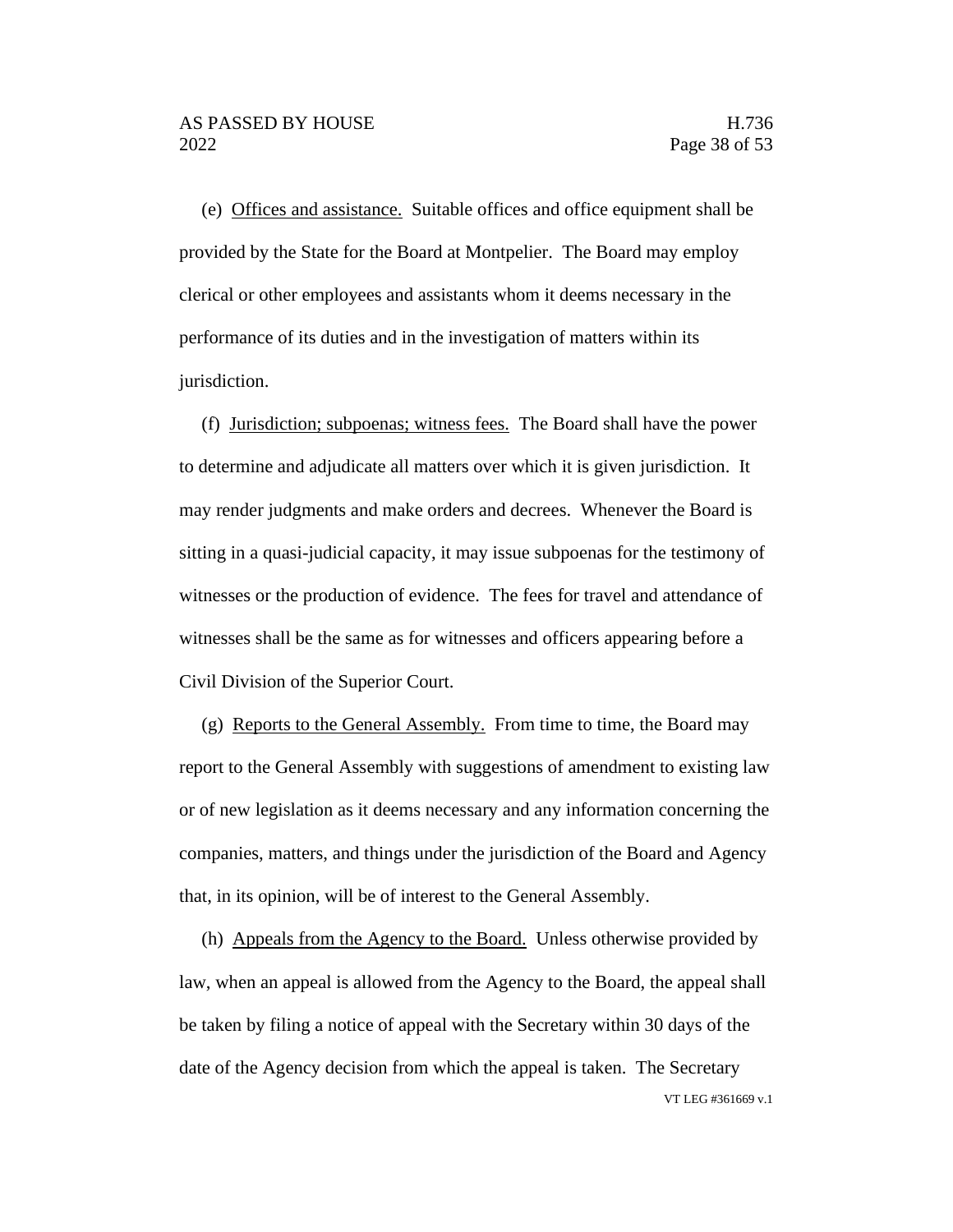(e) Offices and assistance. Suitable offices and office equipment shall be provided by the State for the Board at Montpelier. The Board may employ clerical or other employees and assistants whom it deems necessary in the performance of its duties and in the investigation of matters within its jurisdiction.

(f) Jurisdiction; subpoenas; witness fees. The Board shall have the power to determine and adjudicate all matters over which it is given jurisdiction. It may render judgments and make orders and decrees. Whenever the Board is sitting in a quasi-judicial capacity, it may issue subpoenas for the testimony of witnesses or the production of evidence. The fees for travel and attendance of witnesses shall be the same as for witnesses and officers appearing before a Civil Division of the Superior Court.

(g) Reports to the General Assembly. From time to time, the Board may report to the General Assembly with suggestions of amendment to existing law or of new legislation as it deems necessary and any information concerning the companies, matters, and things under the jurisdiction of the Board and Agency that, in its opinion, will be of interest to the General Assembly.

(h) Appeals from the Agency to the Board. Unless otherwise provided by law, when an appeal is allowed from the Agency to the Board, the appeal shall be taken by filing a notice of appeal with the Secretary within 30 days of the date of the Agency decision from which the appeal is taken. The Secretary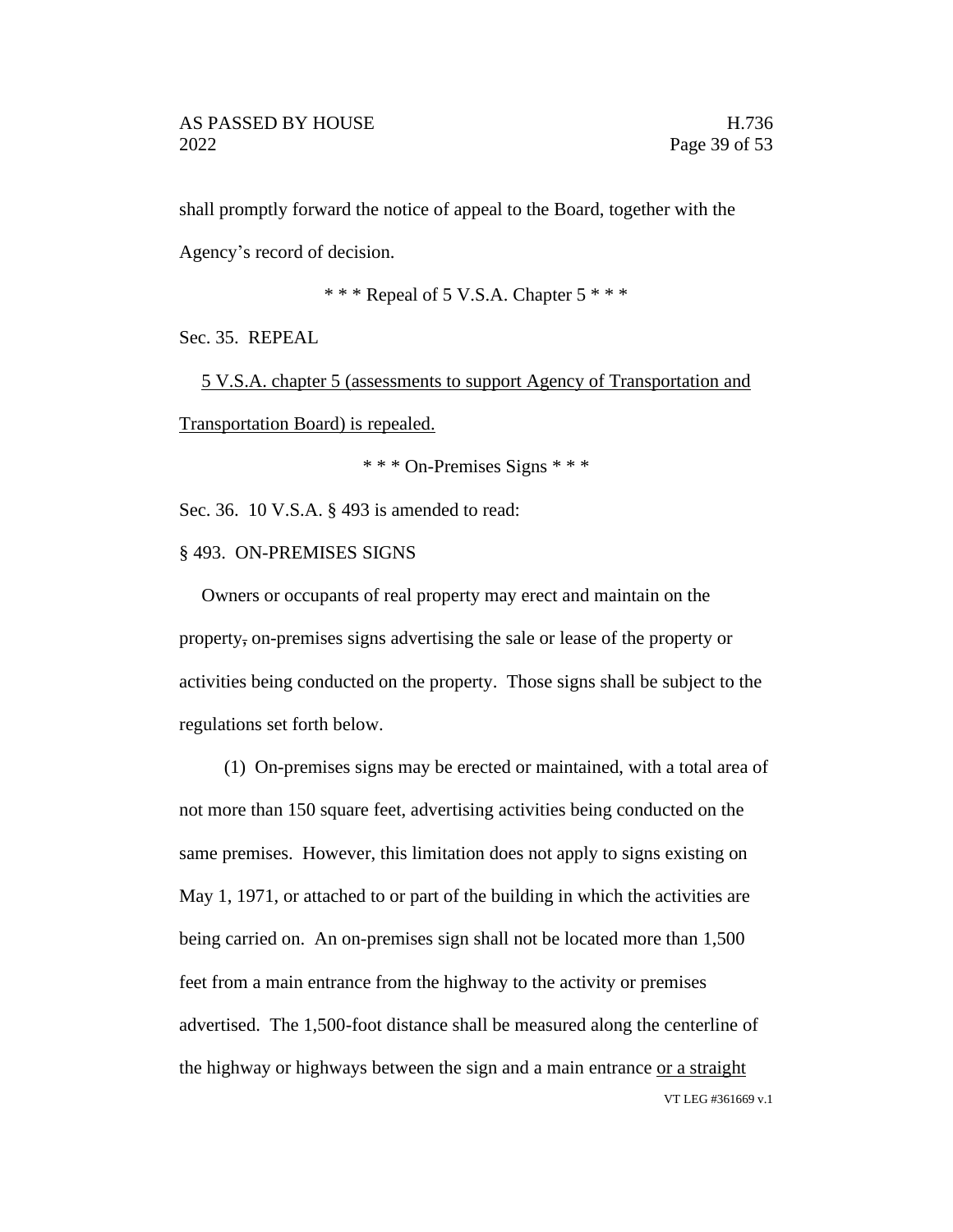shall promptly forward the notice of appeal to the Board, together with the Agency's record of decision.

\* \* \* Repeal of 5 V.S.A. Chapter 5 \* \* \*

Sec. 35. REPEAL

5 V.S.A. chapter 5 (assessments to support Agency of Transportation and Transportation Board) is repealed.

\* \* \* On-Premises Signs \* \* \*

Sec. 36. 10 V.S.A. § 493 is amended to read:

§ 493. ON-PREMISES SIGNS

Owners or occupants of real property may erect and maintain on the property, on-premises signs advertising the sale or lease of the property or activities being conducted on the property. Those signs shall be subject to the regulations set forth below.

(1) On-premises signs may be erected or maintained, with a total area of not more than 150 square feet, advertising activities being conducted on the same premises. However, this limitation does not apply to signs existing on May 1, 1971, or attached to or part of the building in which the activities are being carried on. An on-premises sign shall not be located more than 1,500 feet from a main entrance from the highway to the activity or premises advertised. The 1,500-foot distance shall be measured along the centerline of the highway or highways between the sign and a main entrance or a straight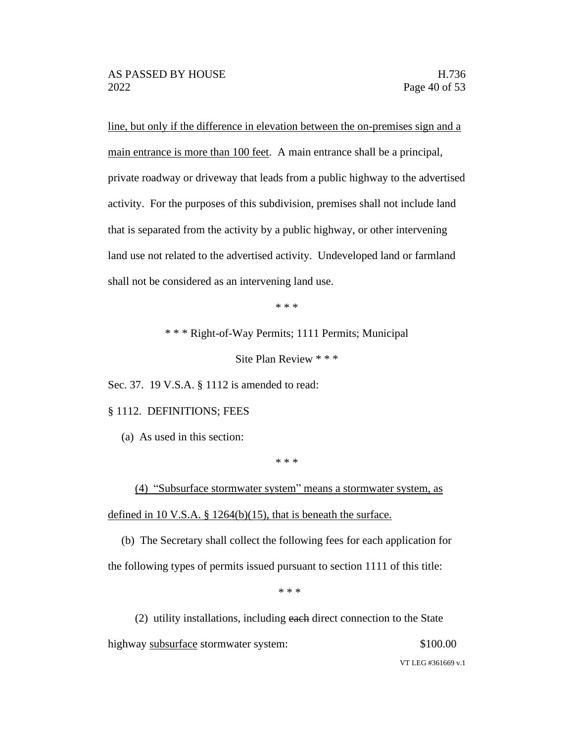line, but only if the difference in elevation between the on-premises sign and a main entrance is more than 100 feet. A main entrance shall be a principal, private roadway or driveway that leads from a public highway to the advertised activity. For the purposes of this subdivision, premises shall not include land that is separated from the activity by a public highway, or other intervening land use not related to the advertised activity. Undeveloped land or farmland shall not be considered as an intervening land use.

\* \* \*

\* \* \* Right-of-Way Permits; 1111 Permits; Municipal Site Plan Review \* \* \*

Sec. 37. 19 V.S.A. § 1112 is amended to read:

§ 1112. DEFINITIONS; FEES

(a) As used in this section:

\* \* \*

(4) "Subsurface stormwater system" means a stormwater system, as defined in 10 V.S.A. § 1264(b)(15), that is beneath the surface.

(b) The Secretary shall collect the following fees for each application for the following types of permits issued pursuant to section 1111 of this title:

\* \* \*

(2) utility installations, including ~~each~~ direct connection to the State highway subsurface stormwater system: $100.00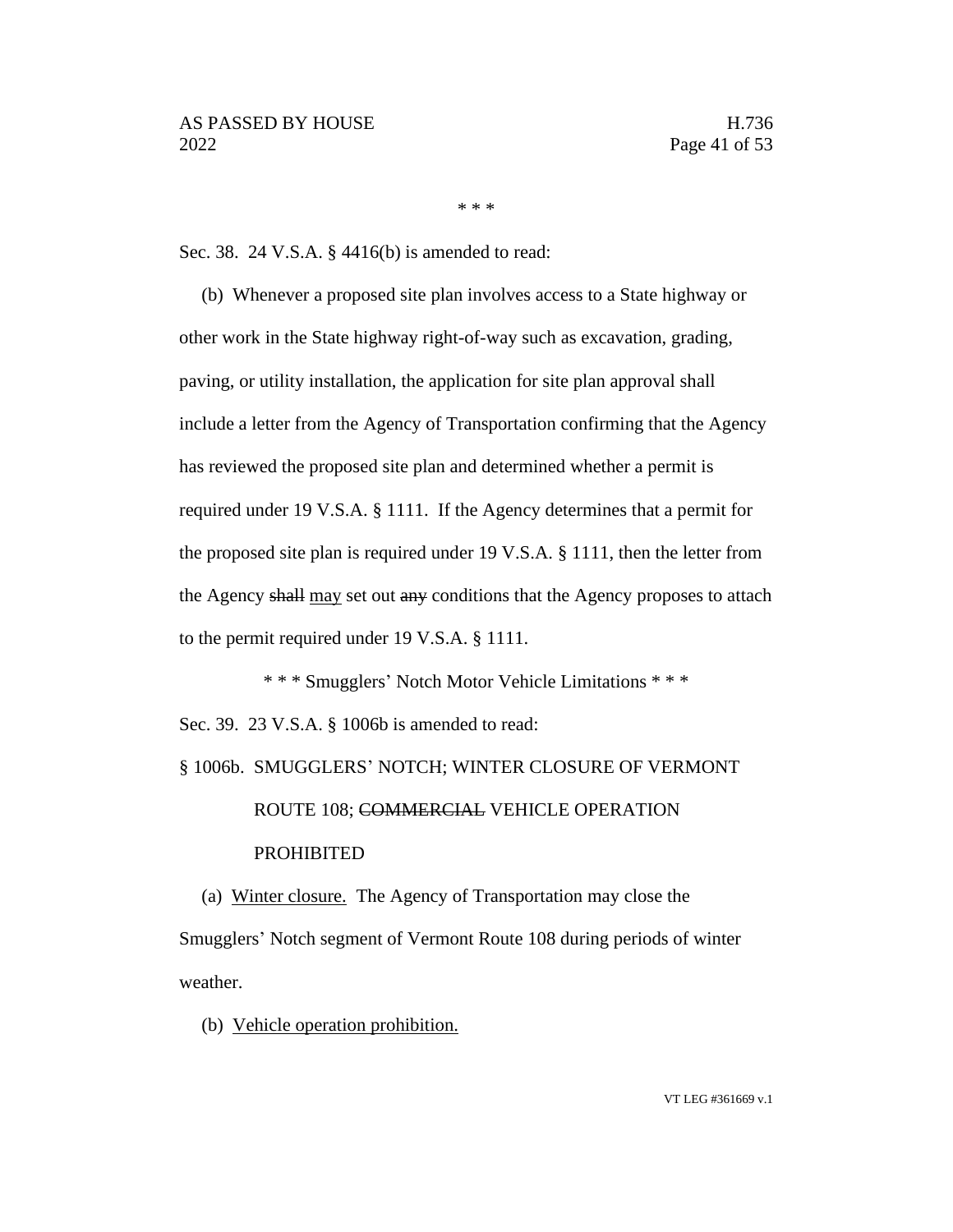\* \* \*

Sec. 38. 24 V.S.A. § 4416(b) is amended to read:

(b) Whenever a proposed site plan involves access to a State highway or other work in the State highway right-of-way such as excavation, grading, paving, or utility installation, the application for site plan approval shall include a letter from the Agency of Transportation confirming that the Agency has reviewed the proposed site plan and determined whether a permit is required under 19 V.S.A. § 1111. If the Agency determines that a permit for the proposed site plan is required under 19 V.S.A. § 1111, then the letter from the Agency ~~shall~~ <u>may</u> set out ~~any~~ conditions that the Agency proposes to attach to the permit required under 19 V.S.A. § 1111.

\* \* \* Smugglers' Notch Motor Vehicle Limitations \* \* \*

Sec. 39. 23 V.S.A. § 1006b is amended to read:

§ 1006b. SMUGGLERS' NOTCH; WINTER CLOSURE OF VERMONT ROUTE 108; ~~COMMERCIAL~~ VEHICLE OPERATION PROHIBITED

(a) <u>Winter closure.</u> The Agency of Transportation may close the Smugglers' Notch segment of Vermont Route 108 during periods of winter weather.

(b) <u>Vehicle operation prohibition.</u>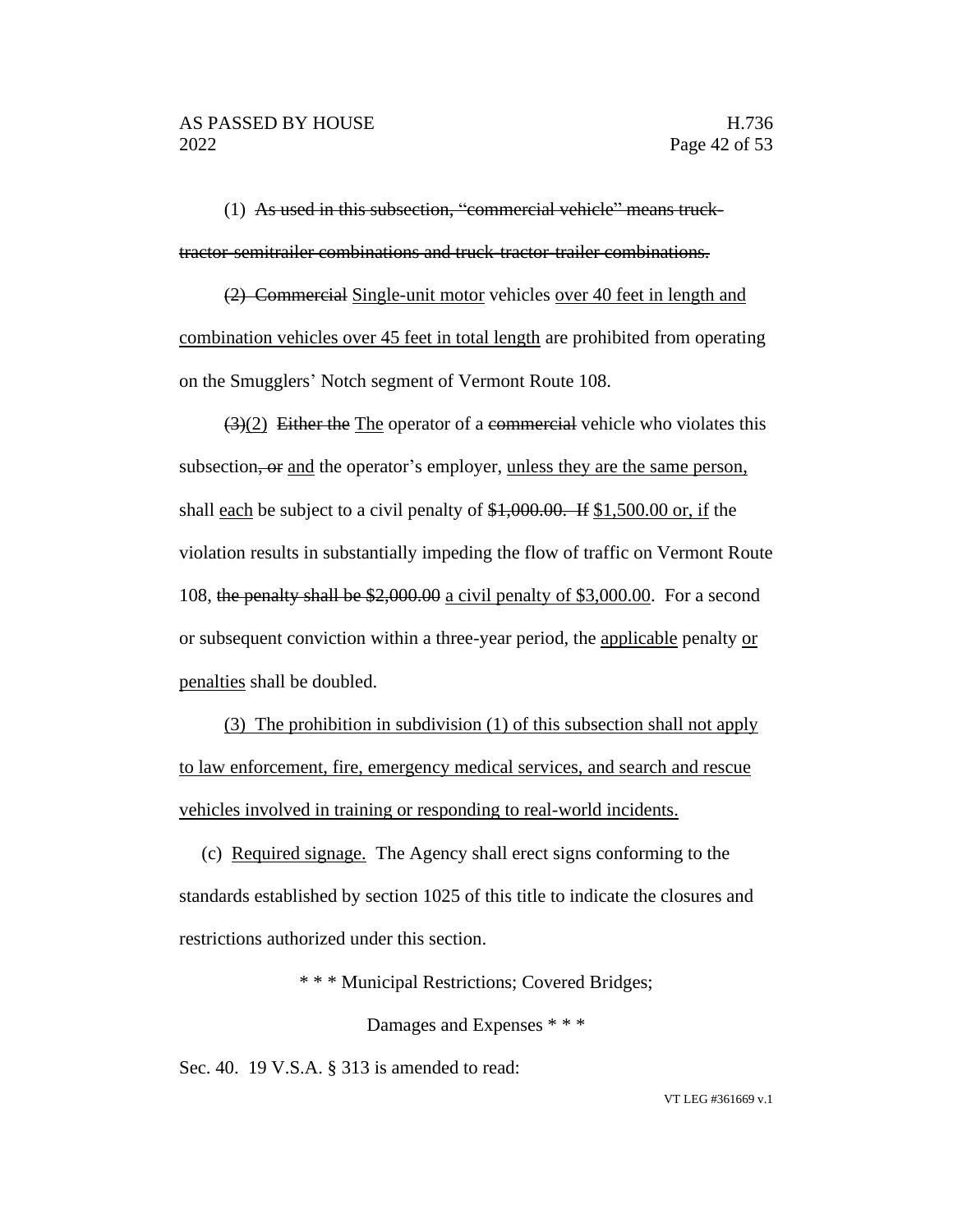(1) ~~As used in this subsection, "commercial vehicle" means truck-tractor-semitrailer combinations and truck-tractor-trailer combinations.~~

~~(2) Commercial~~ <u>Single-unit motor</u> vehicles <u>over 40 feet in length and combination vehicles over 45 feet in total length</u> are prohibited from operating on the Smugglers' Notch segment of Vermont Route 108.

~~(3)~~<u>(2)</u> ~~Either the~~ <u>The</u> operator of a ~~commercial~~ vehicle who violates this subsection~~, or~~ <u>and</u> the operator's employer, <u>unless they are the same person,</u> shall <u>each</u> be subject to a civil penalty of ~~$1,000.00. If~~ <u>$1,500.00 or, if</u> the violation results in substantially impeding the flow of traffic on Vermont Route 108, ~~the penalty shall be $2,000.00~~ <u>a civil penalty of $3,000.00</u>. For a second or subsequent conviction within a three-year period, the <u>applicable</u> penalty <u>or penalties</u> shall be doubled.

<u>(3) The prohibition in subdivision (1) of this subsection shall not apply to law enforcement, fire, emergency medical services, and search and rescue vehicles involved in training or responding to real-world incidents.</u>

(c) <u>Required signage.</u> The Agency shall erect signs conforming to the standards established by section 1025 of this title to indicate the closures and restrictions authorized under this section.

\* \* \* Municipal Restrictions; Covered Bridges;

Damages and Expenses \* \* \*

Sec. 40. 19 V.S.A. § 313 is amended to read: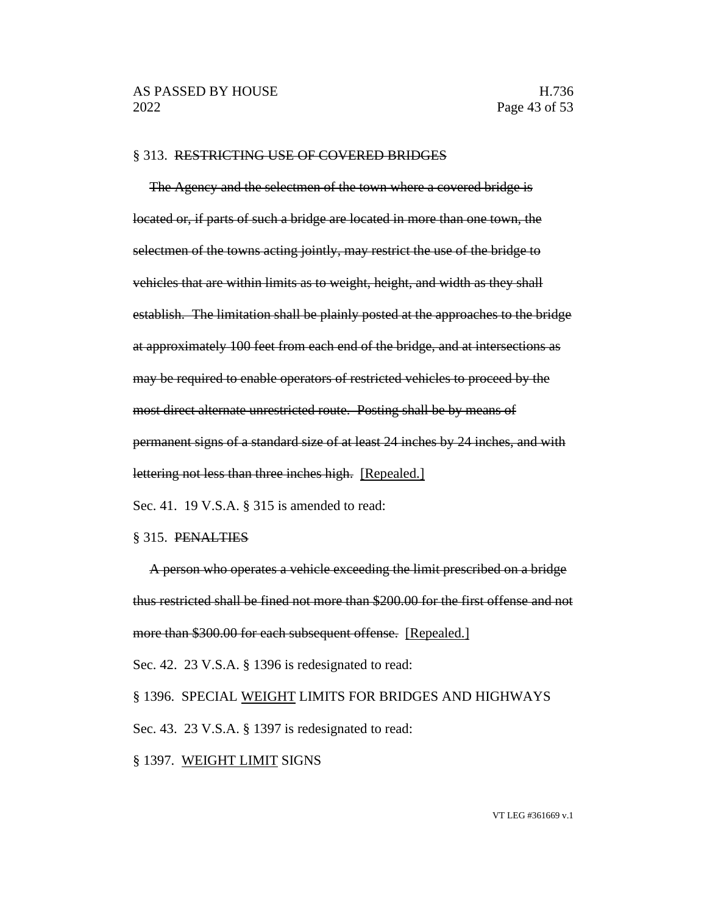§ 313. ~~RESTRICTING USE OF COVERED BRIDGES~~

~~The Agency and the selectmen of the town where a covered bridge is located or, if parts of such a bridge are located in more than one town, the selectmen of the towns acting jointly, may restrict the use of the bridge to vehicles that are within limits as to weight, height, and width as they shall establish. The limitation shall be plainly posted at the approaches to the bridge at approximately 100 feet from each end of the bridge, and at intersections as may be required to enable operators of restricted vehicles to proceed by the most direct alternate unrestricted route. Posting shall be by means of permanent signs of a standard size of at least 24 inches by 24 inches, and with lettering not less than three inches high.~~ <u>[Repealed.]</u>

Sec. 41. 19 V.S.A. § 315 is amended to read:

§ 315. ~~PENALTIES~~

~~A person who operates a vehicle exceeding the limit prescribed on a bridge thus restricted shall be fined not more than $200.00 for the first offense and not more than $300.00 for each subsequent offense.~~ <u>[Repealed.]</u>

Sec. 42. 23 V.S.A. § 1396 is redesignated to read:

§ 1396. SPECIAL <u>WEIGHT</u> LIMITS FOR BRIDGES AND HIGHWAYS

Sec. 43. 23 V.S.A. § 1397 is redesignated to read:

§ 1397. <u>WEIGHT LIMIT</u> SIGNS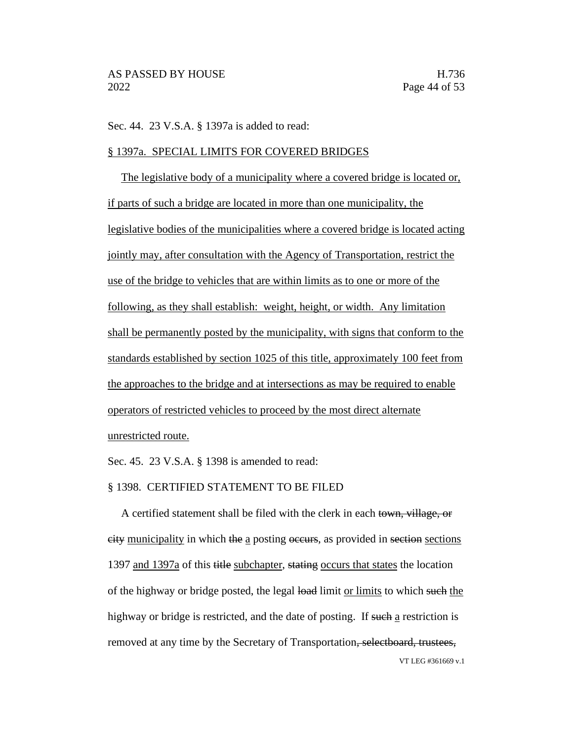Sec. 44. 23 V.S.A. § 1397a is added to read:

§ 1397a. SPECIAL LIMITS FOR COVERED BRIDGES

The legislative body of a municipality where a covered bridge is located or, if parts of such a bridge are located in more than one municipality, the legislative bodies of the municipalities where a covered bridge is located acting jointly may, after consultation with the Agency of Transportation, restrict the use of the bridge to vehicles that are within limits as to one or more of the following, as they shall establish: weight, height, or width. Any limitation shall be permanently posted by the municipality, with signs that conform to the standards established by section 1025 of this title, approximately 100 feet from the approaches to the bridge and at intersections as may be required to enable operators of restricted vehicles to proceed by the most direct alternate unrestricted route.

Sec. 45. 23 V.S.A. § 1398 is amended to read:

§ 1398. CERTIFIED STATEMENT TO BE FILED

A certified statement shall be filed with the clerk in each ~~town, village, or city~~ municipality in which ~~the~~ a posting ~~occurs~~, as provided in ~~section~~ sections 1397 and 1397a of this ~~title~~ subchapter, ~~stating~~ occurs that states the location of the highway or bridge posted, the legal ~~load~~ limit or limits to which ~~such~~ the highway or bridge is restricted, and the date of posting. If ~~such~~ a restriction is removed at any time by the Secretary of Transportation~~, selectboard, trustees,~~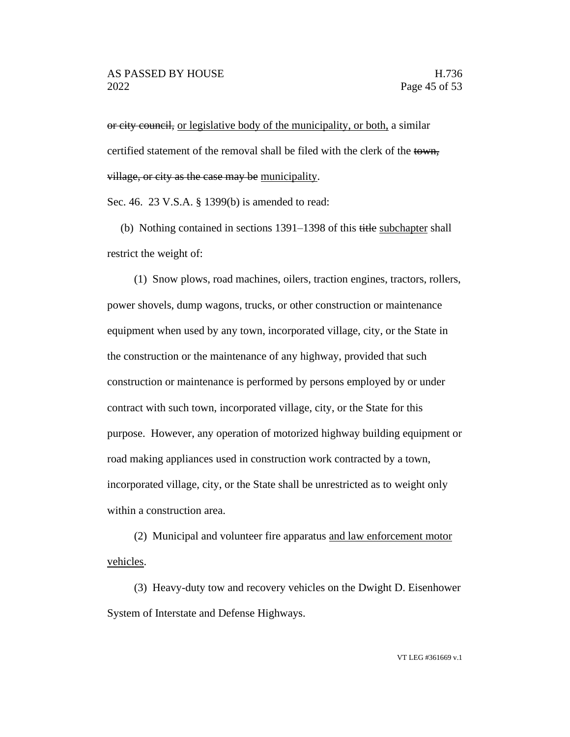~~or city council,~~ <u>or legislative body of the municipality, or both,</u> a similar certified statement of the removal shall be filed with the clerk of the ~~town, village, or city as the case may be~~ <u>municipality</u>.

Sec. 46. 23 V.S.A. § 1399(b) is amended to read:

(b) Nothing contained in sections 1391–1398 of this ~~title~~ <u>subchapter</u> shall restrict the weight of:

(1) Snow plows, road machines, oilers, traction engines, tractors, rollers, power shovels, dump wagons, trucks, or other construction or maintenance equipment when used by any town, incorporated village, city, or the State in the construction or the maintenance of any highway, provided that such construction or maintenance is performed by persons employed by or under contract with such town, incorporated village, city, or the State for this purpose. However, any operation of motorized highway building equipment or road making appliances used in construction work contracted by a town, incorporated village, city, or the State shall be unrestricted as to weight only within a construction area.

(2) Municipal and volunteer fire apparatus <u>and law enforcement motor vehicles</u>.

(3) Heavy-duty tow and recovery vehicles on the Dwight D. Eisenhower System of Interstate and Defense Highways.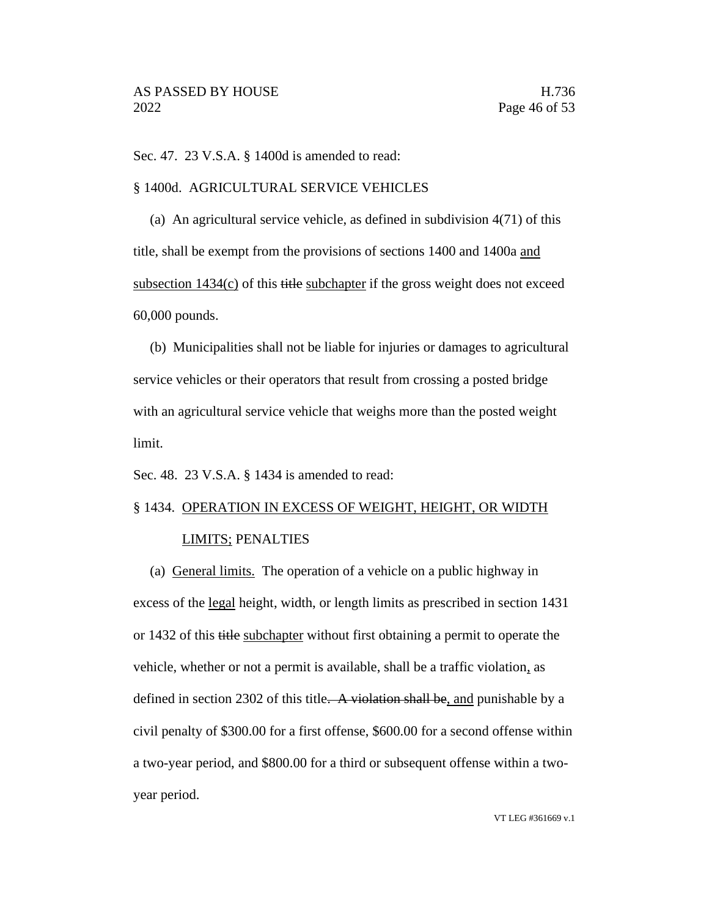Sec. 47. 23 V.S.A. § 1400d is amended to read:

§ 1400d. AGRICULTURAL SERVICE VEHICLES

(a) An agricultural service vehicle, as defined in subdivision 4(71) of this title, shall be exempt from the provisions of sections 1400 and 1400a <u>and subsection 1434(c)</u> of this ~~title~~ <u>subchapter</u> if the gross weight does not exceed 60,000 pounds.

(b) Municipalities shall not be liable for injuries or damages to agricultural service vehicles or their operators that result from crossing a posted bridge with an agricultural service vehicle that weighs more than the posted weight limit.

Sec. 48. 23 V.S.A. § 1434 is amended to read:

§ 1434. <u>OPERATION IN EXCESS OF WEIGHT, HEIGHT, OR WIDTH LIMITS;</u> PENALTIES

(a) <u>General limits.</u> The operation of a vehicle on a public highway in excess of the <u>legal</u> height, width, or length limits as prescribed in section 1431 or 1432 of this ~~title~~ <u>subchapter</u> without first obtaining a permit to operate the vehicle, whether or not a permit is available, shall be a traffic violation<u>,</u> as defined in section 2302 of this title~~. A violation shall be~~<u>, and</u> punishable by a civil penalty of $300.00 for a first offense, $600.00 for a second offense within a two-year period, and $800.00 for a third or subsequent offense within a two-year period.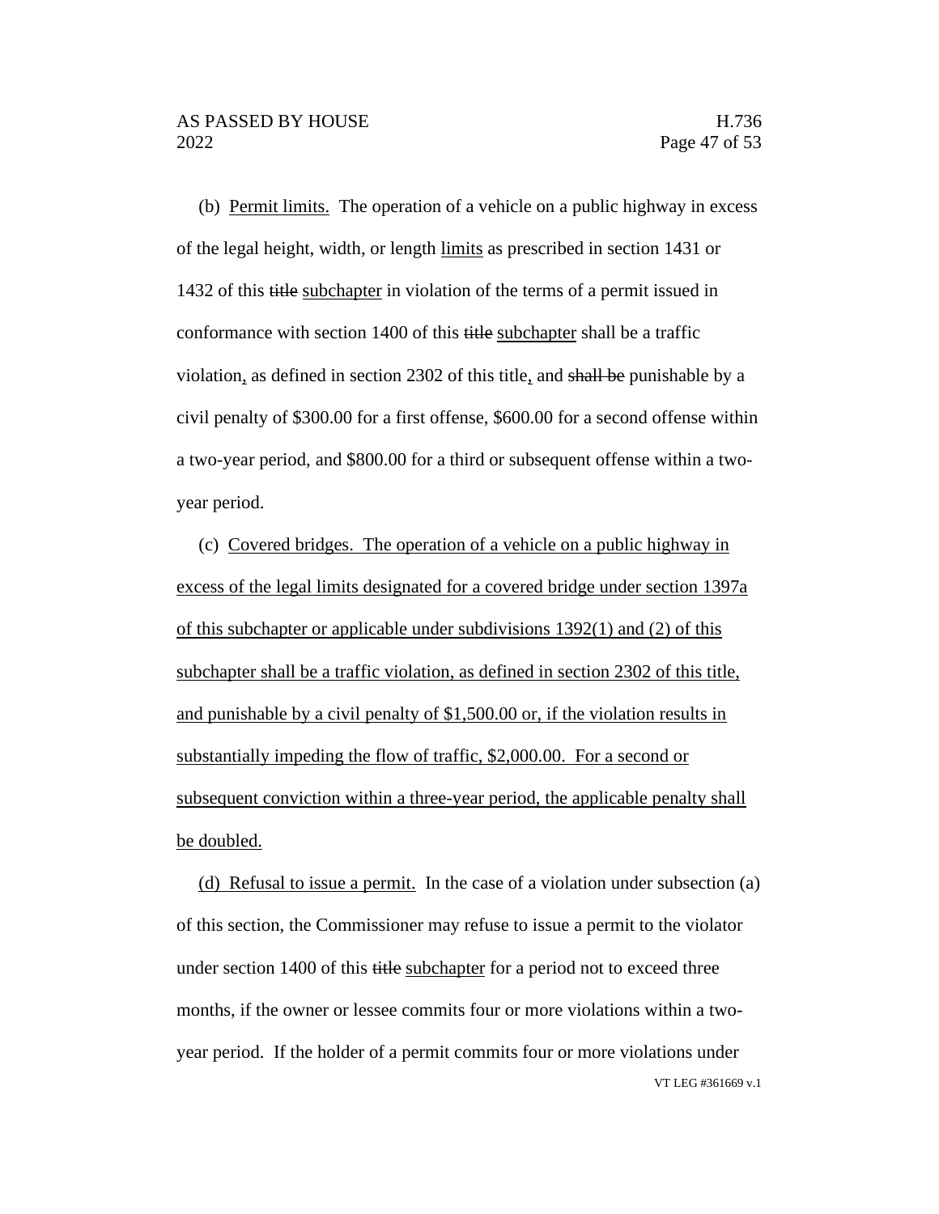(b) Permit limits. The operation of a vehicle on a public highway in excess of the legal height, width, or length limits as prescribed in section 1431 or 1432 of this ~~title~~ subchapter in violation of the terms of a permit issued in conformance with section 1400 of this ~~title~~ subchapter shall be a traffic violation, as defined in section 2302 of this title, and ~~shall be~~ punishable by a civil penalty of $300.00 for a first offense, $600.00 for a second offense within a two-year period, and $800.00 for a third or subsequent offense within a two-year period.

(c) Covered bridges. The operation of a vehicle on a public highway in excess of the legal limits designated for a covered bridge under section 1397a of this subchapter or applicable under subdivisions 1392(1) and (2) of this subchapter shall be a traffic violation, as defined in section 2302 of this title, and punishable by a civil penalty of $1,500.00 or, if the violation results in substantially impeding the flow of traffic, $2,000.00. For a second or subsequent conviction within a three-year period, the applicable penalty shall be doubled.

(d) Refusal to issue a permit. In the case of a violation under subsection (a) of this section, the Commissioner may refuse to issue a permit to the violator under section 1400 of this ~~title~~ subchapter for a period not to exceed three months, if the owner or lessee commits four or more violations within a two-year period. If the holder of a permit commits four or more violations under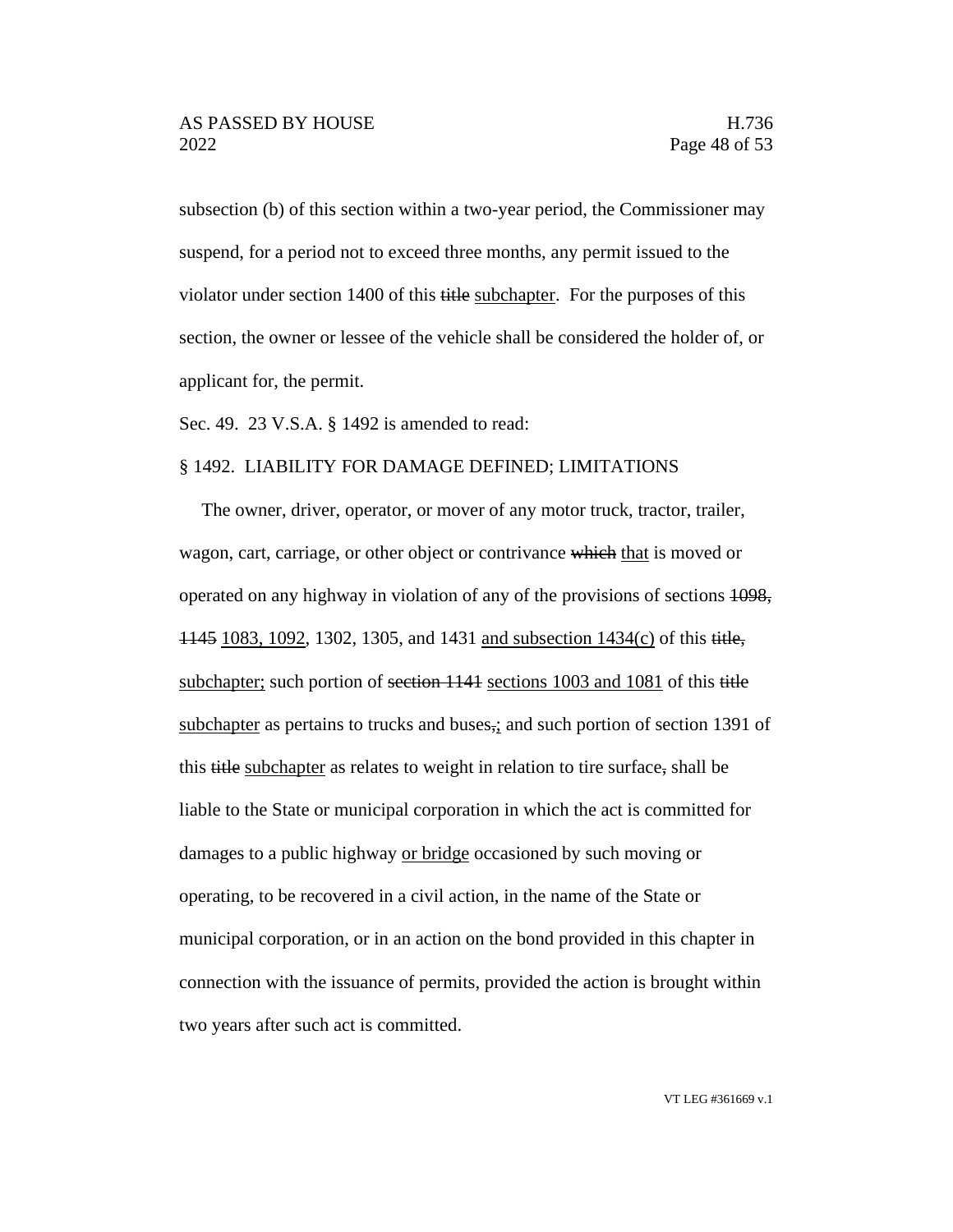subsection (b) of this section within a two-year period, the Commissioner may suspend, for a period not to exceed three months, any permit issued to the violator under section 1400 of this ~~title~~ <u>subchapter</u>. For the purposes of this section, the owner or lessee of the vehicle shall be considered the holder of, or applicant for, the permit.

Sec. 49. 23 V.S.A. § 1492 is amended to read:

§ 1492. LIABILITY FOR DAMAGE DEFINED; LIMITATIONS

The owner, driver, operator, or mover of any motor truck, tractor, trailer, wagon, cart, carriage, or other object or contrivance ~~which~~ <u>that</u> is moved or operated on any highway in violation of any of the provisions of sections ~~1098, 1145~~ <u>1083, 1092</u>, 1302, 1305, and 1431 <u>and subsection 1434(c)</u> of this ~~title,~~ <u>subchapter;</u> such portion of ~~section 1141~~ <u>sections 1003 and 1081</u> of this ~~title~~ <u>subchapter</u> as pertains to trucks and buses~~,~~<u>;</u> and such portion of section 1391 of this ~~title~~ <u>subchapter</u> as relates to weight in relation to tire surface~~,~~ shall be liable to the State or municipal corporation in which the act is committed for damages to a public highway <u>or bridge</u> occasioned by such moving or operating, to be recovered in a civil action, in the name of the State or municipal corporation, or in an action on the bond provided in this chapter in connection with the issuance of permits, provided the action is brought within two years after such act is committed.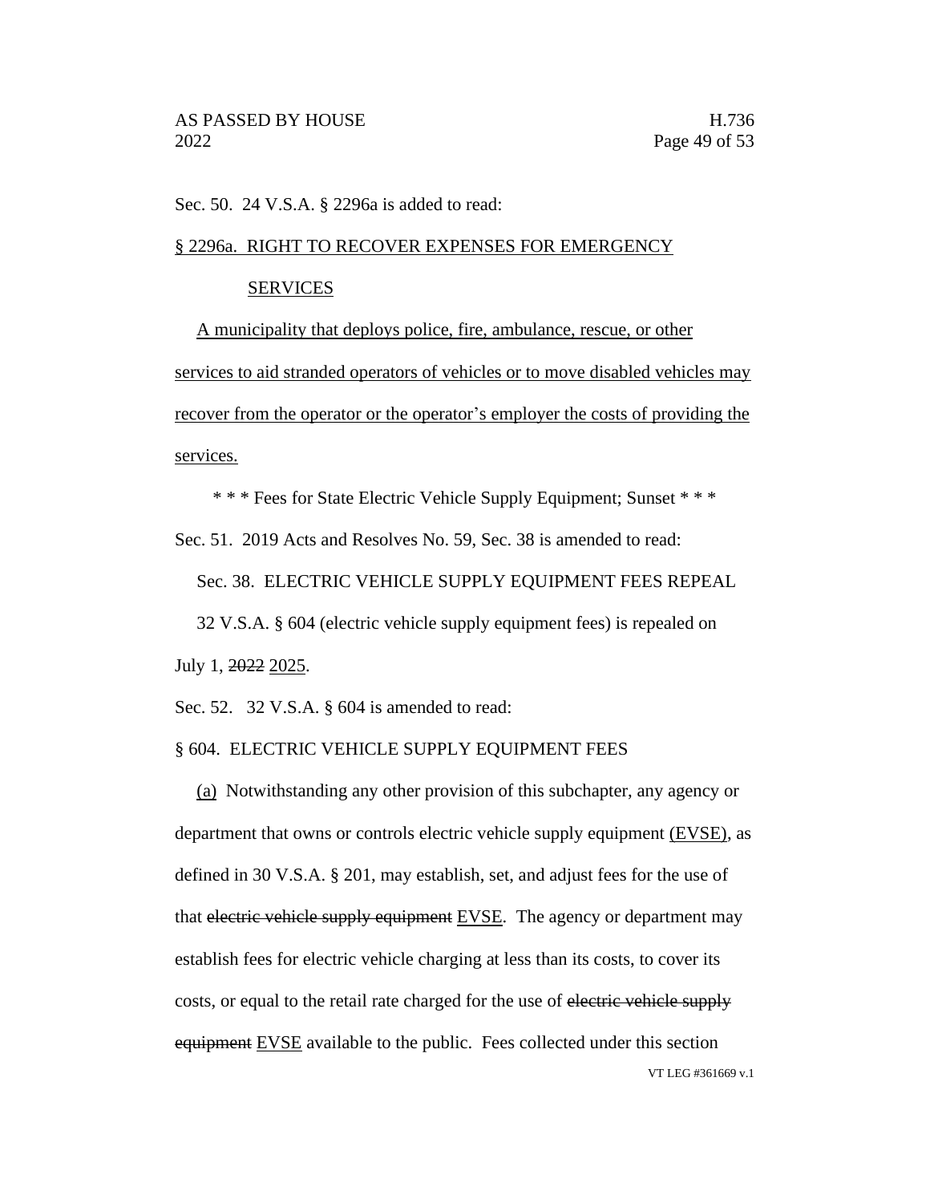Sec. 50. 24 V.S.A. § 2296a is added to read:

<u>§ 2296a. RIGHT TO RECOVER EXPENSES FOR EMERGENCY SERVICES</u>

<u>A municipality that deploys police, fire, ambulance, rescue, or other services to aid stranded operators of vehicles or to move disabled vehicles may recover from the operator or the operator's employer the costs of providing the services.</u>

\* \* \* Fees for State Electric Vehicle Supply Equipment; Sunset \* \* \*

Sec. 51. 2019 Acts and Resolves No. 59, Sec. 38 is amended to read:

Sec. 38. ELECTRIC VEHICLE SUPPLY EQUIPMENT FEES REPEAL

32 V.S.A. § 604 (electric vehicle supply equipment fees) is repealed on July 1, ~~2022~~ <u>2025</u>.

Sec. 52. 32 V.S.A. § 604 is amended to read:

§ 604. ELECTRIC VEHICLE SUPPLY EQUIPMENT FEES

<u>(a)</u> Notwithstanding any other provision of this subchapter, any agency or department that owns or controls electric vehicle supply equipment <u>(EVSE)</u>, as defined in 30 V.S.A. § 201, may establish, set, and adjust fees for the use of that ~~electric vehicle supply equipment~~ <u>EVSE</u>. The agency or department may establish fees for electric vehicle charging at less than its costs, to cover its costs, or equal to the retail rate charged for the use of ~~electric vehicle supply equipment~~ <u>EVSE</u> available to the public. Fees collected under this section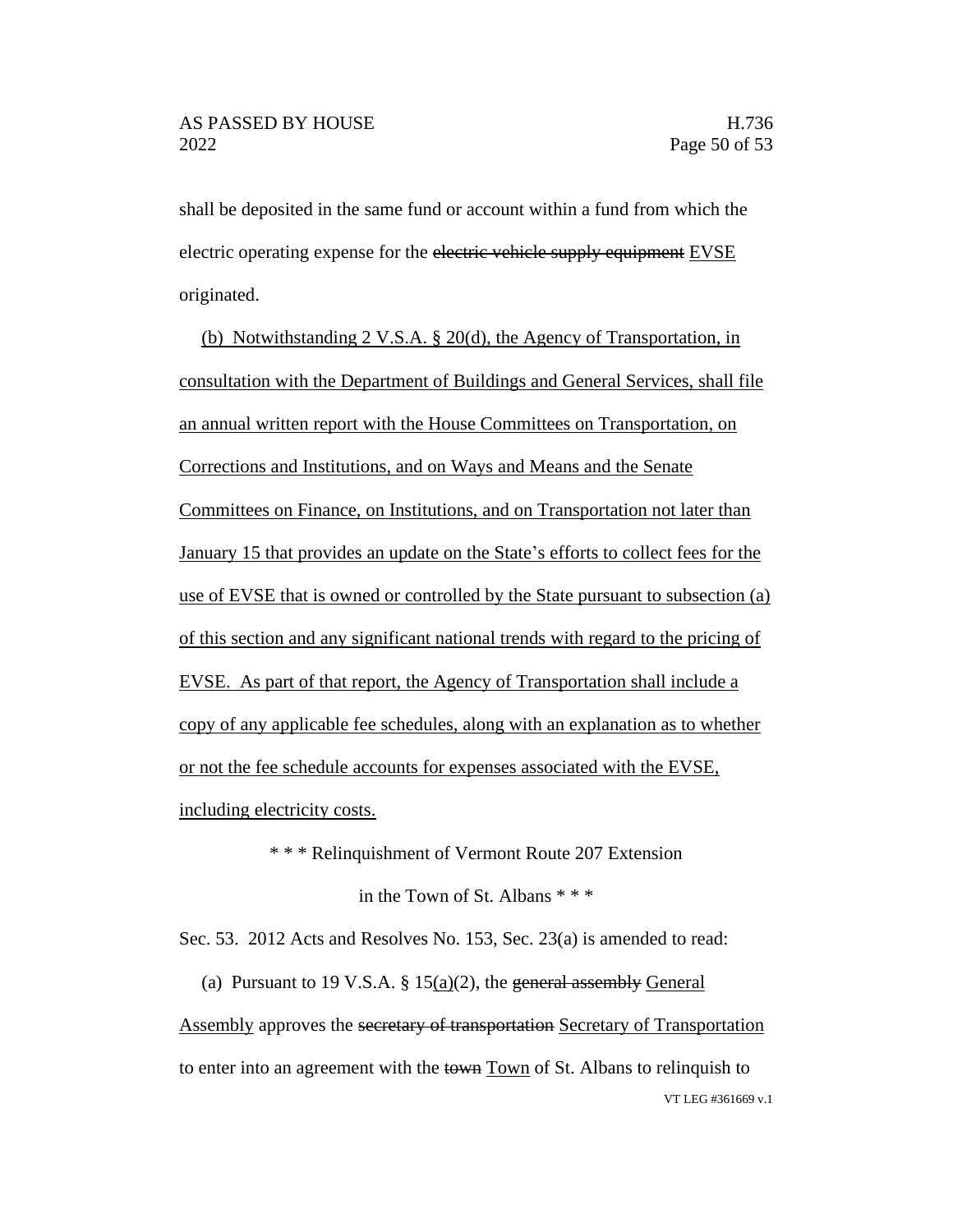shall be deposited in the same fund or account within a fund from which the electric operating expense for the ~~electric vehicle supply equipment~~ EVSE originated.

(b) Notwithstanding 2 V.S.A. § 20(d), the Agency of Transportation, in consultation with the Department of Buildings and General Services, shall file an annual written report with the House Committees on Transportation, on Corrections and Institutions, and on Ways and Means and the Senate Committees on Finance, on Institutions, and on Transportation not later than January 15 that provides an update on the State's efforts to collect fees for the use of EVSE that is owned or controlled by the State pursuant to subsection (a) of this section and any significant national trends with regard to the pricing of EVSE. As part of that report, the Agency of Transportation shall include a copy of any applicable fee schedules, along with an explanation as to whether or not the fee schedule accounts for expenses associated with the EVSE, including electricity costs.

\* \* \* Relinquishment of Vermont Route 207 Extension in the Town of St. Albans \* \* \*

Sec. 53. 2012 Acts and Resolves No. 153, Sec. 23(a) is amended to read:

(a) Pursuant to 19 V.S.A. § 15(a)(2), the ~~general assembly~~ General Assembly approves the ~~secretary of transportation~~ Secretary of Transportation to enter into an agreement with the ~~town~~ Town of St. Albans to relinquish to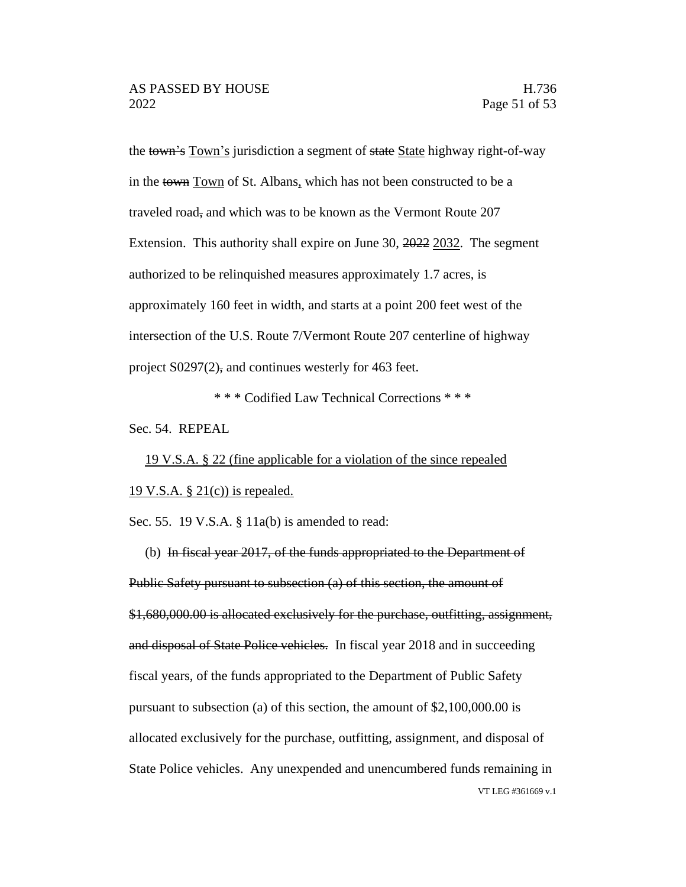the ~~town's~~ <u>Town's</u> jurisdiction a segment of ~~state~~ <u>State</u> highway right-of-way in the ~~town~~ <u>Town</u> of St. Albans<u>,</u> which has not been constructed to be a traveled road~~,~~ and which was to be known as the Vermont Route 207 Extension. This authority shall expire on June 30, ~~2022~~ <u>2032</u>. The segment authorized to be relinquished measures approximately 1.7 acres, is approximately 160 feet in width, and starts at a point 200 feet west of the intersection of the U.S. Route 7/Vermont Route 207 centerline of highway project S0297(2)~~,~~ and continues westerly for 463 feet.

\* \* \* Codified Law Technical Corrections \* \* \*

Sec. 54. REPEAL

<u>19 V.S.A. § 22 (fine applicable for a violation of the since repealed 19 V.S.A. § 21(c)) is repealed.</u>

Sec. 55. 19 V.S.A. § 11a(b) is amended to read:

(b) ~~In fiscal year 2017, of the funds appropriated to the Department of Public Safety pursuant to subsection (a) of this section, the amount of $1,680,000.00 is allocated exclusively for the purchase, outfitting, assignment, and disposal of State Police vehicles.~~ In fiscal year 2018 and in succeeding fiscal years, of the funds appropriated to the Department of Public Safety pursuant to subsection (a) of this section, the amount of $2,100,000.00 is allocated exclusively for the purchase, outfitting, assignment, and disposal of State Police vehicles. Any unexpended and unencumbered funds remaining in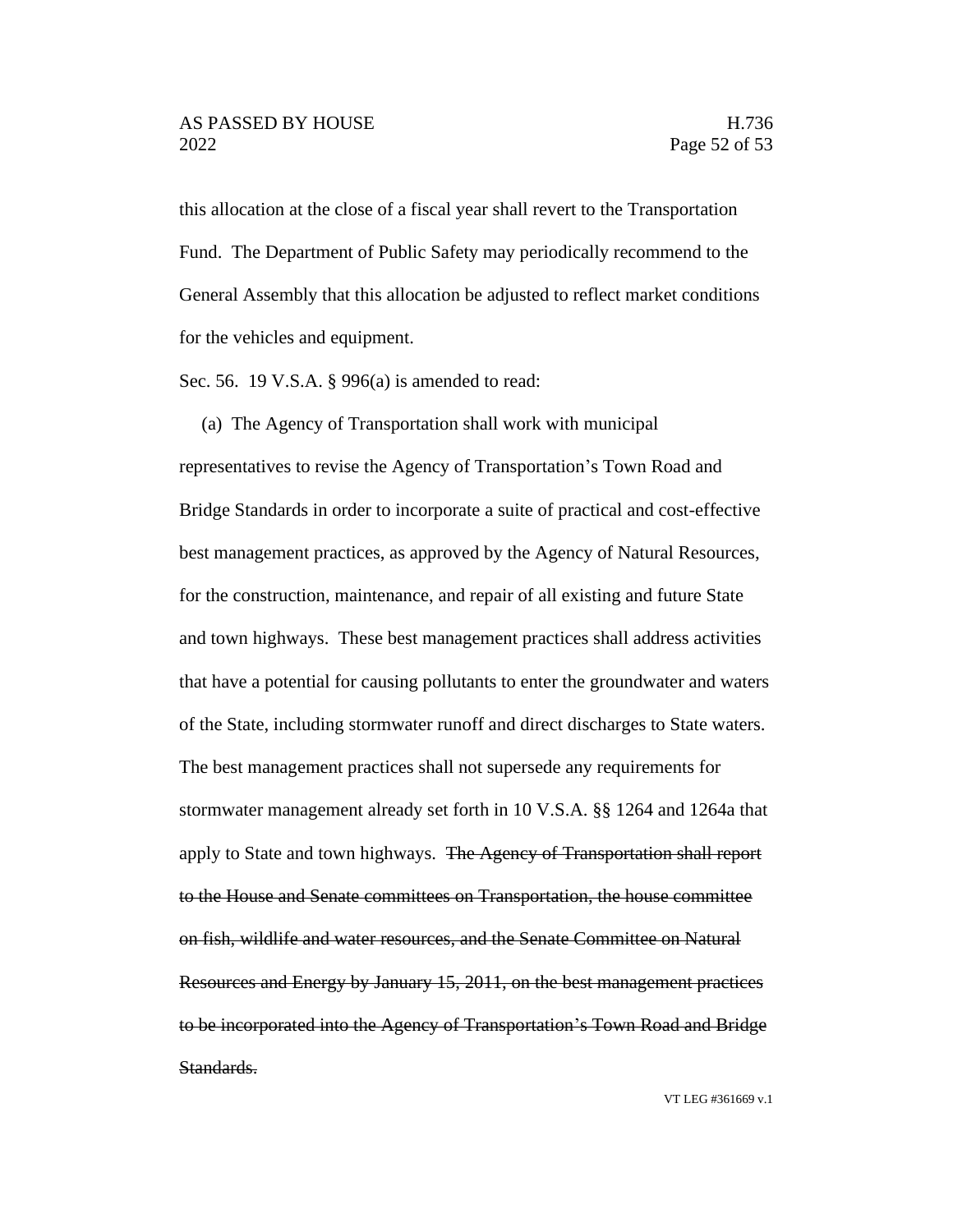this allocation at the close of a fiscal year shall revert to the Transportation Fund. The Department of Public Safety may periodically recommend to the General Assembly that this allocation be adjusted to reflect market conditions for the vehicles and equipment.

Sec. 56. 19 V.S.A. § 996(a) is amended to read:

(a) The Agency of Transportation shall work with municipal representatives to revise the Agency of Transportation's Town Road and Bridge Standards in order to incorporate a suite of practical and cost-effective best management practices, as approved by the Agency of Natural Resources, for the construction, maintenance, and repair of all existing and future State and town highways. These best management practices shall address activities that have a potential for causing pollutants to enter the groundwater and waters of the State, including stormwater runoff and direct discharges to State waters. The best management practices shall not supersede any requirements for stormwater management already set forth in 10 V.S.A. §§ 1264 and 1264a that apply to State and town highways. ~~The Agency of Transportation shall report to the House and Senate committees on Transportation, the house committee on fish, wildlife and water resources, and the Senate Committee on Natural Resources and Energy by January 15, 2011, on the best management practices to be incorporated into the Agency of Transportation's Town Road and Bridge Standards.~~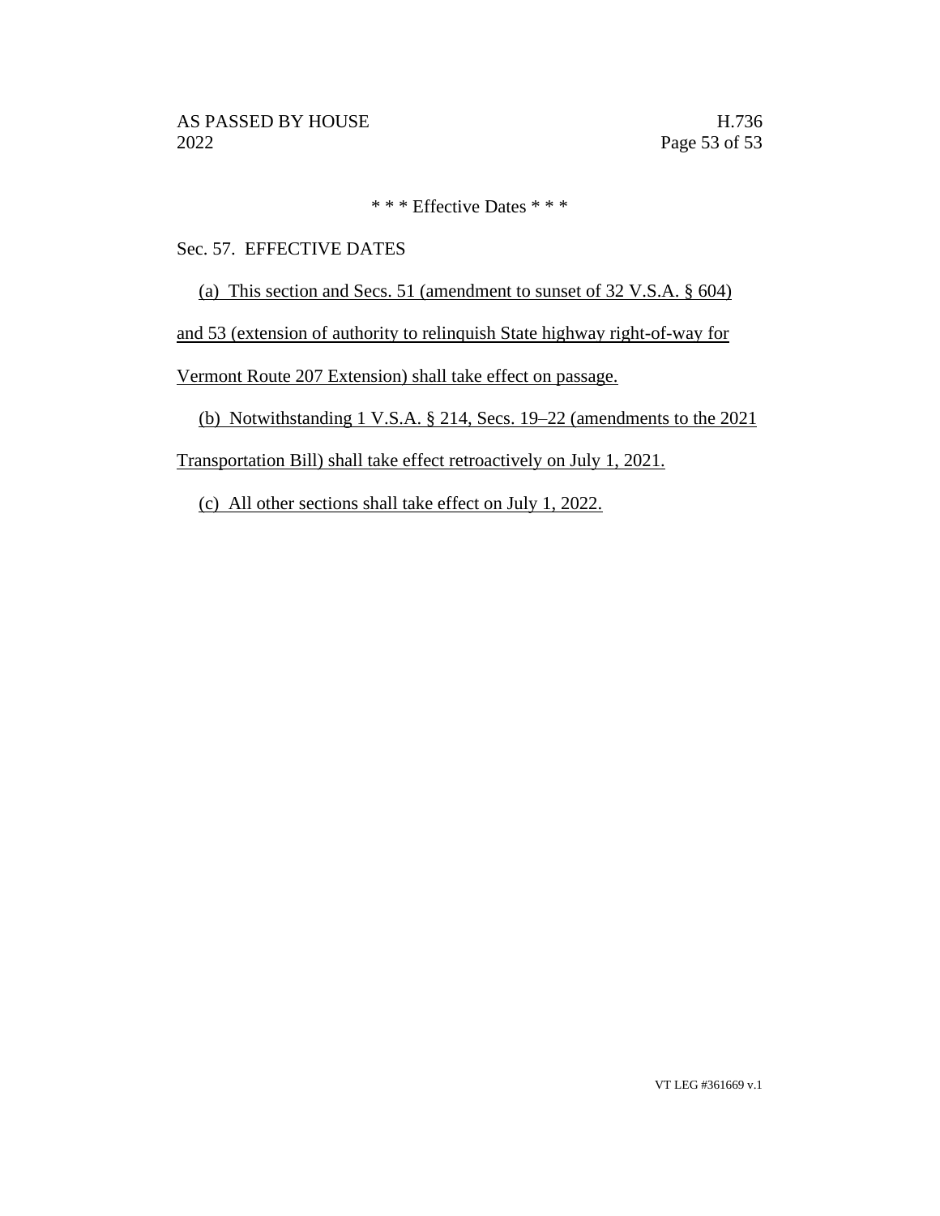\* \* \* Effective Dates \* \* \*

Sec. 57. EFFECTIVE DATES

(a) This section and Secs. 51 (amendment to sunset of 32 V.S.A. § 604) and 53 (extension of authority to relinquish State highway right-of-way for Vermont Route 207 Extension) shall take effect on passage.

(b) Notwithstanding 1 V.S.A. § 214, Secs. 19–22 (amendments to the 2021 Transportation Bill) shall take effect retroactively on July 1, 2021.

(c) All other sections shall take effect on July 1, 2022.